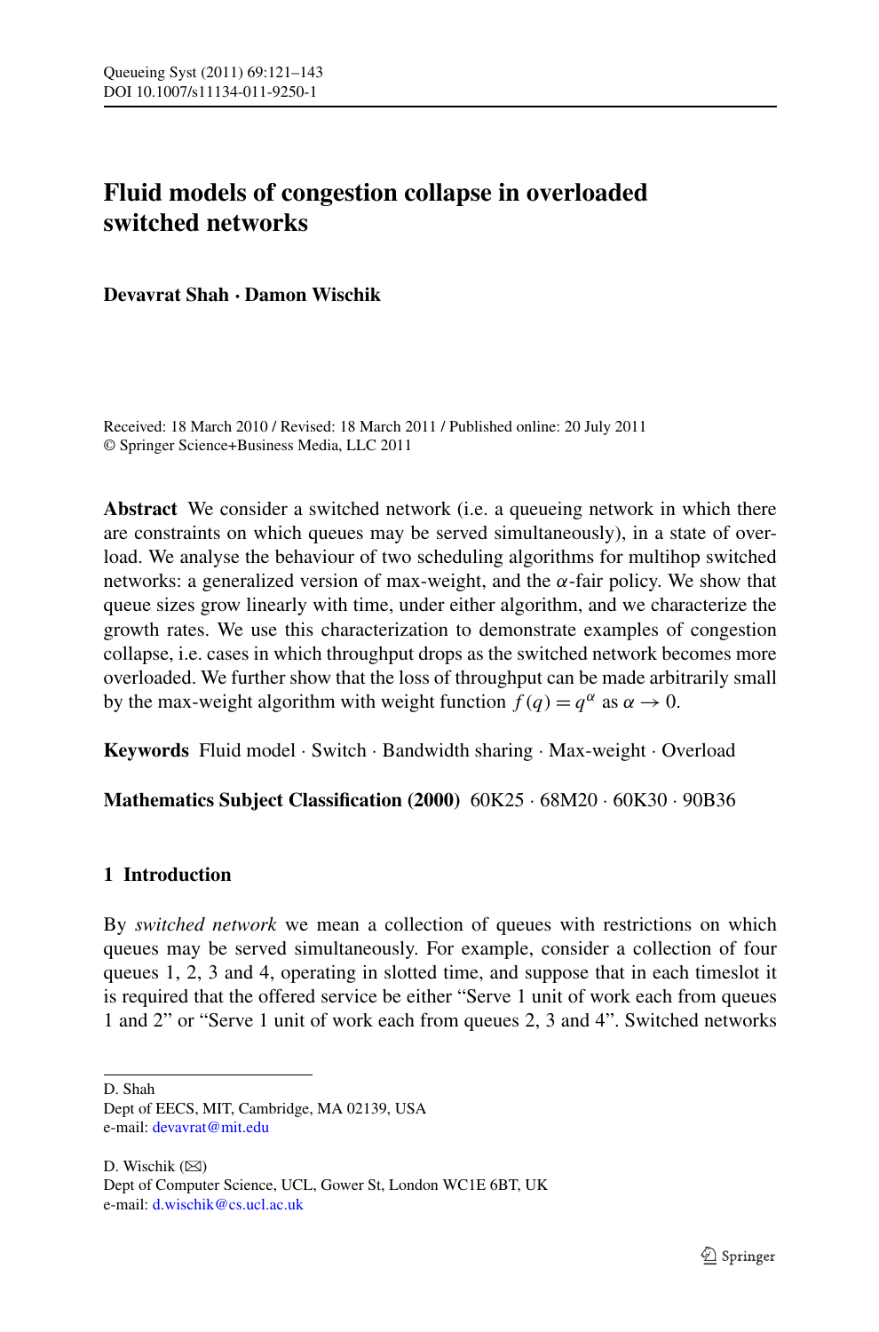# Fluid models of congestion collapse in overloaded switched networks

**Devavrat Shah · Damon Wischik**

Received: 18 March 2010 / Revised: 18 March 2011 / Published online: 20 July 2011
© Springer Science+Business Media, LLC 2011

**Abstract** We consider a switched network (i.e. a queueing network in which there are constraints on which queues may be served simultaneously), in a state of overload. We analyse the behaviour of two scheduling algorithms for multihop switched networks: a generalized version of max-weight, and the $\alpha$-fair policy. We show that queue sizes grow linearly with time, under either algorithm, and we characterize the growth rates. We use this characterization to demonstrate examples of congestion collapse, i.e. cases in which throughput drops as the switched network becomes more overloaded. We further show that the loss of throughput can be made arbitrarily small by the max-weight algorithm with weight function $f(q) = q^\alpha$ as $\alpha \to 0$.

**Keywords** Fluid model · Switch · Bandwidth sharing · Max-weight · Overload

**Mathematics Subject Classification (2000)** 60K25 · 68M20 · 60K30 · 90B36

## 1 Introduction

By *switched network* we mean a collection of queues with restrictions on which queues may be served simultaneously. For example, consider a collection of four queues 1, 2, 3 and 4, operating in slotted time, and suppose that in each timeslot it is required that the offered service be either "Serve 1 unit of work each from queues 1 and 2" or "Serve 1 unit of work each from queues 2, 3 and 4". Switched networks

D. Shah
Dept of EECS, MIT, Cambridge, MA 02139, USA
e-mail: devavrat@mit.edu

D. Wischik (✉)
Dept of Computer Science, UCL, Gower St, London WC1E 6BT, UK
e-mail: d.wischik@cs.ucl.ac.uk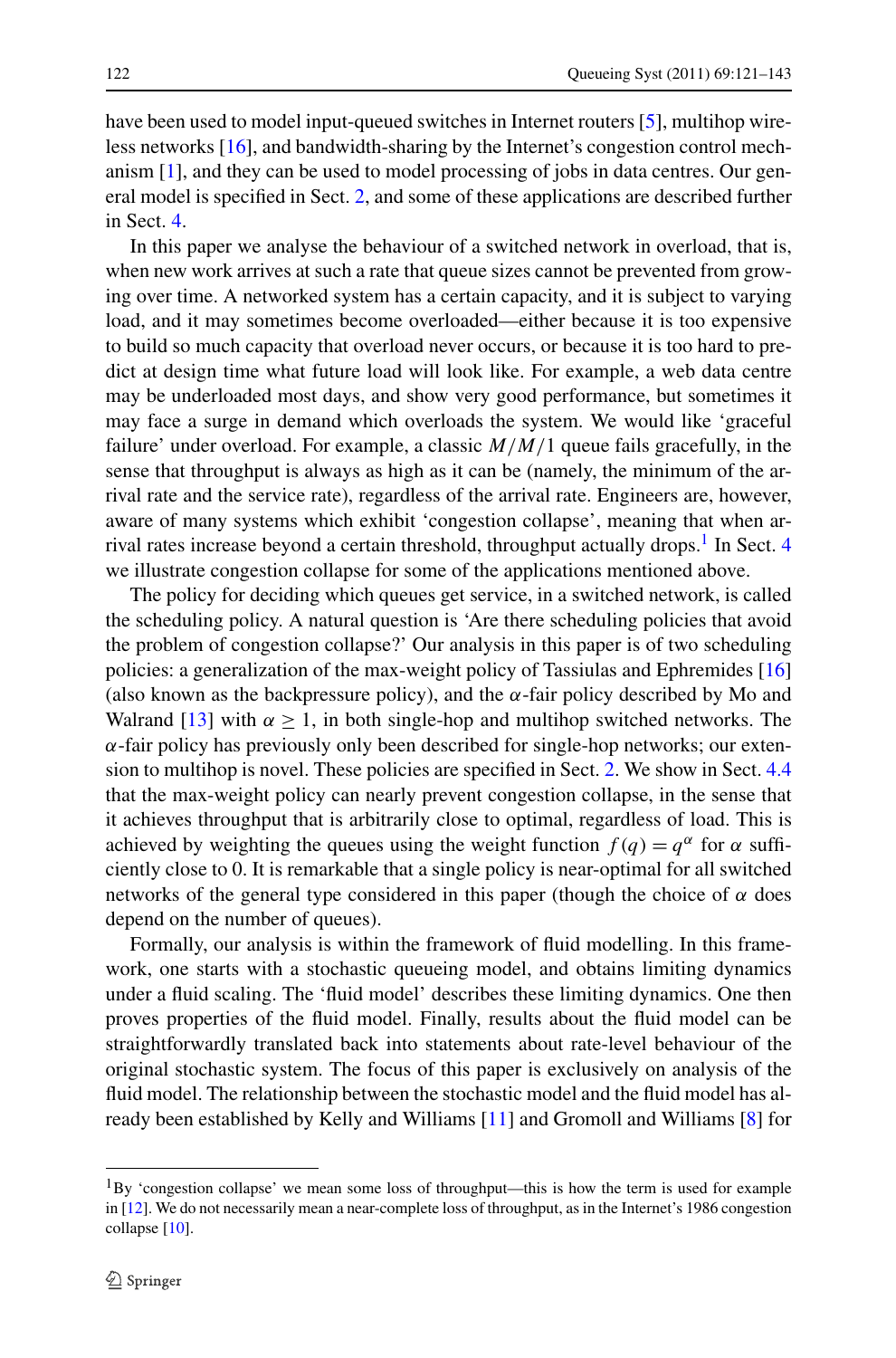have been used to model input-queued switches in Internet routers [5], multihop wireless networks [16], and bandwidth-sharing by the Internet's congestion control mechanism [1], and they can be used to model processing of jobs in data centres. Our general model is specified in Sect. 2, and some of these applications are described further in Sect. 4.

In this paper we analyse the behaviour of a switched network in overload, that is, when new work arrives at such a rate that queue sizes cannot be prevented from growing over time. A networked system has a certain capacity, and it is subject to varying load, and it may sometimes become overloaded—either because it is too expensive to build so much capacity that overload never occurs, or because it is too hard to predict at design time what future load will look like. For example, a web data centre may be underloaded most days, and show very good performance, but sometimes it may face a surge in demand which overloads the system. We would like 'graceful failure' under overload. For example, a classic $M/M/1$ queue fails gracefully, in the sense that throughput is always as high as it can be (namely, the minimum of the arrival rate and the service rate), regardless of the arrival rate. Engineers are, however, aware of many systems which exhibit 'congestion collapse', meaning that when arrival rates increase beyond a certain threshold, throughput actually drops.[1] In Sect. 4 we illustrate congestion collapse for some of the applications mentioned above.

The policy for deciding which queues get service, in a switched network, is called the scheduling policy. A natural question is 'Are there scheduling policies that avoid the problem of congestion collapse?' Our analysis in this paper is of two scheduling policies: a generalization of the max-weight policy of Tassiulas and Ephremides [16] (also known as the backpressure policy), and the $\alpha$-fair policy described by Mo and Walrand [13] with $\alpha \geq 1$, in both single-hop and multihop switched networks. The $\alpha$-fair policy has previously only been described for single-hop networks; our extension to multihop is novel. These policies are specified in Sect. 2. We show in Sect. 4.4 that the max-weight policy can nearly prevent congestion collapse, in the sense that it achieves throughput that is arbitrarily close to optimal, regardless of load. This is achieved by weighting the queues using the weight function $f(q) = q^\alpha$ for $\alpha$ sufficiently close to 0. It is remarkable that a single policy is near-optimal for all switched networks of the general type considered in this paper (though the choice of $\alpha$ does depend on the number of queues).

Formally, our analysis is within the framework of fluid modelling. In this framework, one starts with a stochastic queueing model, and obtains limiting dynamics under a fluid scaling. The 'fluid model' describes these limiting dynamics. One then proves properties of the fluid model. Finally, results about the fluid model can be straightforwardly translated back into statements about rate-level behaviour of the original stochastic system. The focus of this paper is exclusively on analysis of the fluid model. The relationship between the stochastic model and the fluid model has already been established by Kelly and Williams [11] and Gromoll and Williams [8] for

[1] By 'congestion collapse' we mean some loss of throughput—this is how the term is used for example in [12]. We do not necessarily mean a near-complete loss of throughput, as in the Internet's 1986 congestion collapse [10].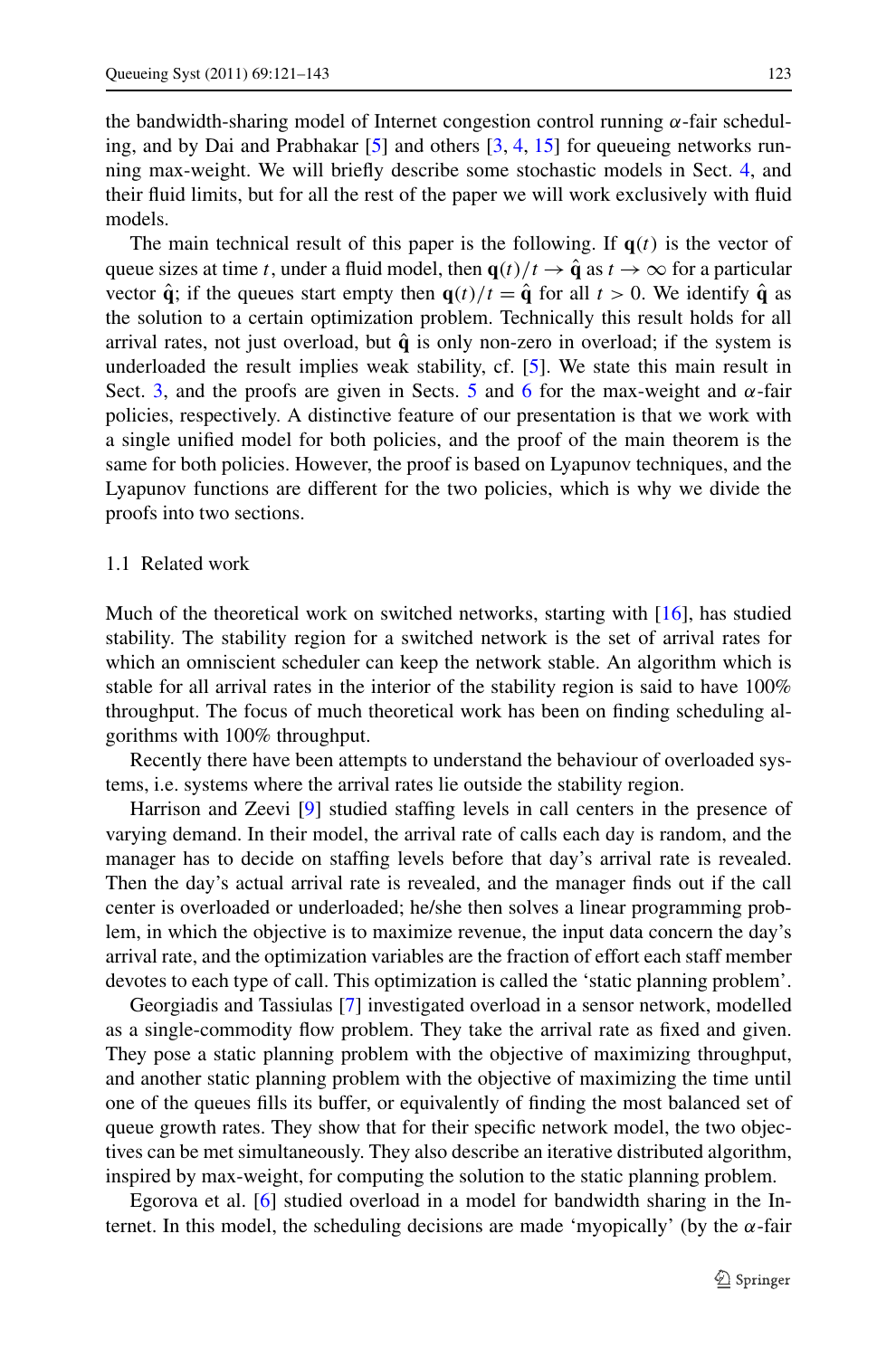the bandwidth-sharing model of Internet congestion control running $\alpha$-fair scheduling, and by Dai and Prabhakar [5] and others [3, 4, 15] for queueing networks running max-weight. We will briefly describe some stochastic models in Sect. 4, and their fluid limits, but for all the rest of the paper we will work exclusively with fluid models.

The main technical result of this paper is the following. If $\mathbf{q}(t)$ is the vector of queue sizes at time $t$, under a fluid model, then $\mathbf{q}(t)/t \to \hat{\mathbf{q}}$ as $t \to \infty$ for a particular vector $\hat{\mathbf{q}}$; if the queues start empty then $\mathbf{q}(t)/t = \hat{\mathbf{q}}$ for all $t > 0$. We identify $\hat{\mathbf{q}}$ as the solution to a certain optimization problem. Technically this result holds for all arrival rates, not just overload, but $\hat{\mathbf{q}}$ is only non-zero in overload; if the system is underloaded the result implies weak stability, cf. [5]. We state this main result in Sect. 3, and the proofs are given in Sects. 5 and 6 for the max-weight and $\alpha$-fair policies, respectively. A distinctive feature of our presentation is that we work with a single unified model for both policies, and the proof of the main theorem is the same for both policies. However, the proof is based on Lyapunov techniques, and the Lyapunov functions are different for the two policies, which is why we divide the proofs into two sections.

### 1.1 Related work

Much of the theoretical work on switched networks, starting with [16], has studied stability. The stability region for a switched network is the set of arrival rates for which an omniscient scheduler can keep the network stable. An algorithm which is stable for all arrival rates in the interior of the stability region is said to have 100% throughput. The focus of much theoretical work has been on finding scheduling algorithms with 100% throughput.

Recently there have been attempts to understand the behaviour of overloaded systems, i.e. systems where the arrival rates lie outside the stability region.

Harrison and Zeevi [9] studied staffing levels in call centers in the presence of varying demand. In their model, the arrival rate of calls each day is random, and the manager has to decide on staffing levels before that day's arrival rate is revealed. Then the day's actual arrival rate is revealed, and the manager finds out if the call center is overloaded or underloaded; he/she then solves a linear programming problem, in which the objective is to maximize revenue, the input data concern the day's arrival rate, and the optimization variables are the fraction of effort each staff member devotes to each type of call. This optimization is called the 'static planning problem'.

Georgiadis and Tassiulas [7] investigated overload in a sensor network, modelled as a single-commodity flow problem. They take the arrival rate as fixed and given. They pose a static planning problem with the objective of maximizing throughput, and another static planning problem with the objective of maximizing the time until one of the queues fills its buffer, or equivalently of finding the most balanced set of queue growth rates. They show that for their specific network model, the two objectives can be met simultaneously. They also describe an iterative distributed algorithm, inspired by max-weight, for computing the solution to the static planning problem.

Egorova et al. [6] studied overload in a model for bandwidth sharing in the Internet. In this model, the scheduling decisions are made 'myopically' (by the $\alpha$-fair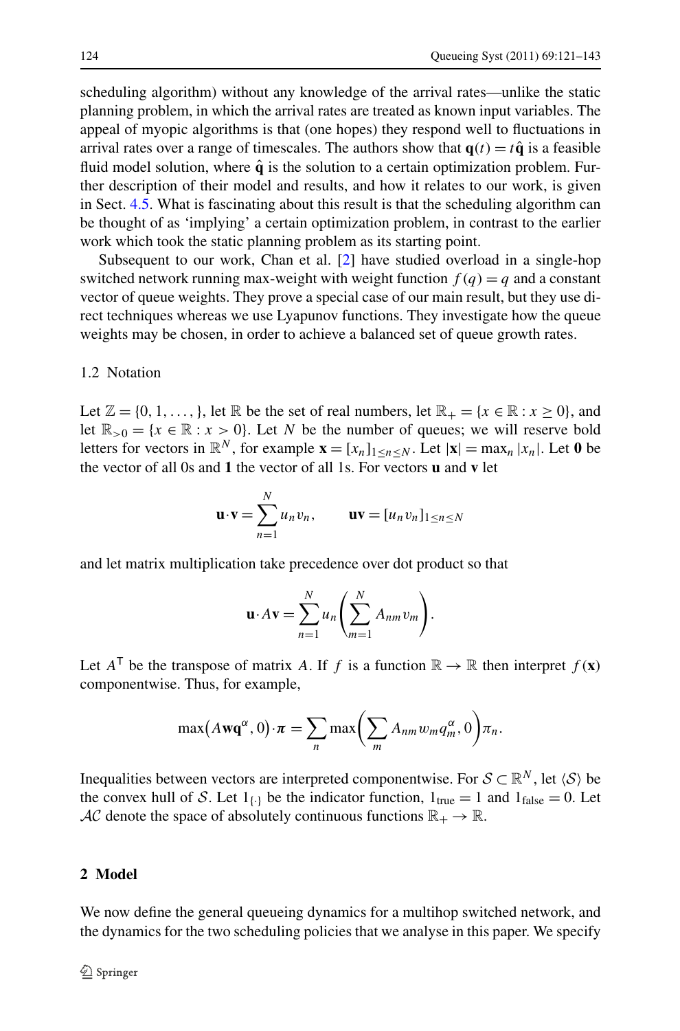scheduling algorithm) without any knowledge of the arrival rates—unlike the static planning problem, in which the arrival rates are treated as known input variables. The appeal of myopic algorithms is that (one hopes) they respond well to fluctuations in arrival rates over a range of timescales. The authors show that $\mathbf{q}(t) = t\hat{\mathbf{q}}$ is a feasible fluid model solution, where $\hat{\mathbf{q}}$ is the solution to a certain optimization problem. Further description of their model and results, and how it relates to our work, is given in Sect. 4.5. What is fascinating about this result is that the scheduling algorithm can be thought of as 'implying' a certain optimization problem, in contrast to the earlier work which took the static planning problem as its starting point.

Subsequent to our work, Chan et al. [2] have studied overload in a single-hop switched network running max-weight with weight function $f(q) = q$ and a constant vector of queue weights. They prove a special case of our main result, but they use direct techniques whereas we use Lyapunov functions. They investigate how the queue weights may be chosen, in order to achieve a balanced set of queue growth rates.

### 1.2 Notation

Let $\mathbb{Z} = \{0, 1, \ldots, \}$, let $\mathbb{R}$ be the set of real numbers, let $\mathbb{R}_+ = \{x \in \mathbb{R} : x \geq 0\}$, and let $\mathbb{R}_{>0} = \{x \in \mathbb{R} : x > 0\}$. Let $N$ be the number of queues; we will reserve bold letters for vectors in $\mathbb{R}^N$, for example $\mathbf{x} = [x_n]_{1 \leq n \leq N}$. Let $|\mathbf{x}| = \max_n |x_n|$. Let $\mathbf{0}$ be the vector of all 0s and $\mathbf{1}$ the vector of all 1s. For vectors $\mathbf{u}$ and $\mathbf{v}$ let

$$\mathbf{u} \cdot \mathbf{v} = \sum_{n=1}^{N} u_n v_n, \qquad \mathbf{u}\mathbf{v} = [u_n v_n]_{1 \leq n \leq N}$$

and let matrix multiplication take precedence over dot product so that

$$\mathbf{u} \cdot A\mathbf{v} = \sum_{n=1}^{N} u_n \left( \sum_{m=1}^{N} A_{nm} v_m \right).$$

Let $A^{\mathsf{T}}$ be the transpose of matrix $A$. If $f$ is a function $\mathbb{R} \to \mathbb{R}$ then interpret $f(\mathbf{x})$ componentwise. Thus, for example,

$$\max\big(A\mathbf{w}\mathbf{q}^{\alpha}, 0\big) \cdot \boldsymbol{\pi} = \sum_n \max\left( \sum_m A_{nm} w_m q_m^{\alpha}, 0 \right) \pi_n.$$

Inequalities between vectors are interpreted componentwise. For $\mathcal{S} \subset \mathbb{R}^N$, let $\langle \mathcal{S} \rangle$ be the convex hull of $\mathcal{S}$. Let $1_{\{\cdot\}}$ be the indicator function, $1_{\text{true}} = 1$ and $1_{\text{false}} = 0$. Let $\mathcal{AC}$ denote the space of absolutely continuous functions $\mathbb{R}_+ \to \mathbb{R}$.

## 2 Model

We now define the general queueing dynamics for a multihop switched network, and the dynamics for the two scheduling policies that we analyse in this paper. We specify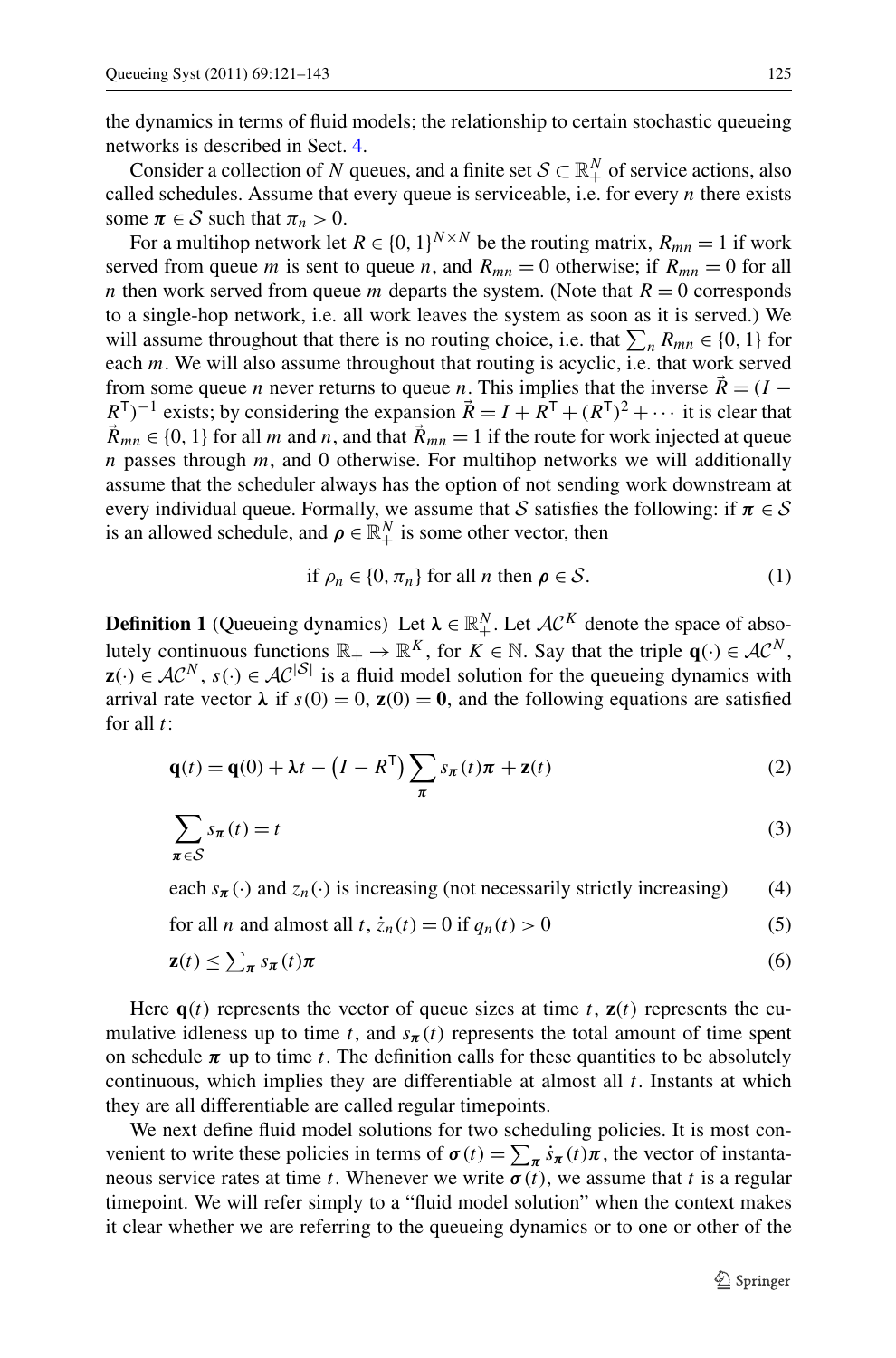the dynamics in terms of fluid models; the relationship to certain stochastic queueing networks is described in Sect. 4.

Consider a collection of $N$ queues, and a finite set $\mathcal{S} \subset \mathbb{R}_+^N$ of service actions, also called schedules. Assume that every queue is serviceable, i.e. for every $n$ there exists some $\boldsymbol{\pi} \in \mathcal{S}$ such that $\pi_n > 0$.

For a multihop network let $R \in \{0, 1\}^{N \times N}$ be the routing matrix, $R_{mn} = 1$ if work served from queue $m$ is sent to queue $n$, and $R_{mn} = 0$ otherwise; if $R_{mn} = 0$ for all $n$ then work served from queue $m$ departs the system. (Note that $R = 0$ corresponds to a single-hop network, i.e. all work leaves the system as soon as it is served.) We will assume throughout that there is no routing choice, i.e. that $\sum_n R_{mn} \in \{0, 1\}$ for each $m$. We will also assume throughout that routing is acyclic, i.e. that work served from some queue $n$ never returns to queue $n$. This implies that the inverse $\vec{R} = (I - R^\mathsf{T})^{-1}$ exists; by considering the expansion $\vec{R} = I + R^\mathsf{T} + (R^\mathsf{T})^2 + \cdots$ it is clear that $\vec{R}_{mn} \in \{0, 1\}$ for all $m$ and $n$, and that $\vec{R}_{mn} = 1$ if the route for work injected at queue $n$ passes through $m$, and 0 otherwise. For multihop networks we will additionally assume that the scheduler always has the option of not sending work downstream at every individual queue. Formally, we assume that $\mathcal{S}$ satisfies the following: if $\boldsymbol{\pi} \in \mathcal{S}$ is an allowed schedule, and $\boldsymbol{\rho} \in \mathbb{R}_+^N$ is some other vector, then

$$\text{if } \rho_n \in \{0, \pi_n\} \text{ for all } n \text{ then } \boldsymbol{\rho} \in \mathcal{S}. \tag{1}$$

**Definition 1** (Queueing dynamics) Let $\boldsymbol{\lambda} \in \mathbb{R}_+^N$. Let $\mathcal{AC}^K$ denote the space of absolutely continuous functions $\mathbb{R}_+ \to \mathbb{R}^K$, for $K \in \mathbb{N}$. Say that the triple $\mathbf{q}(\cdot) \in \mathcal{AC}^N$, $\mathbf{z}(\cdot) \in \mathcal{AC}^N$, $s(\cdot) \in \mathcal{AC}^{|\mathcal{S}|}$ is a fluid model solution for the queueing dynamics with arrival rate vector $\boldsymbol{\lambda}$ if $s(0) = 0$, $\mathbf{z}(0) = \mathbf{0}$, and the following equations are satisfied for all $t$:

$$\mathbf{q}(t) = \mathbf{q}(0) + \boldsymbol{\lambda} t - \left(I - R^\mathsf{T}\right) \sum_{\boldsymbol{\pi}} s_{\boldsymbol{\pi}}(t)\boldsymbol{\pi} + \mathbf{z}(t) \tag{2}$$

$$\sum_{\boldsymbol{\pi} \in \mathcal{S}} s_{\boldsymbol{\pi}}(t) = t \tag{3}$$

$$\text{each } s_{\boldsymbol{\pi}}(\cdot) \text{ and } z_n(\cdot) \text{ is increasing (not necessarily strictly increasing)} \tag{4}$$

$$\text{for all } n \text{ and almost all } t, \dot{z}_n(t) = 0 \text{ if } q_n(t) > 0 \tag{5}$$

$$\mathbf{z}(t) \le \textstyle\sum_{\boldsymbol{\pi}} s_{\boldsymbol{\pi}}(t)\boldsymbol{\pi} \tag{6}$$

Here $\mathbf{q}(t)$ represents the vector of queue sizes at time $t$, $\mathbf{z}(t)$ represents the cumulative idleness up to time $t$, and $s_{\boldsymbol{\pi}}(t)$ represents the total amount of time spent on schedule $\boldsymbol{\pi}$ up to time $t$. The definition calls for these quantities to be absolutely continuous, which implies they are differentiable at almost all $t$. Instants at which they are all differentiable are called regular timepoints.

We next define fluid model solutions for two scheduling policies. It is most convenient to write these policies in terms of $\boldsymbol{\sigma}(t) = \sum_{\boldsymbol{\pi}} \dot{s}_{\boldsymbol{\pi}}(t)\boldsymbol{\pi}$, the vector of instantaneous service rates at time $t$. Whenever we write $\boldsymbol{\sigma}(t)$, we assume that $t$ is a regular timepoint. We will refer simply to a "fluid model solution" when the context makes it clear whether we are referring to the queueing dynamics or to one or other of the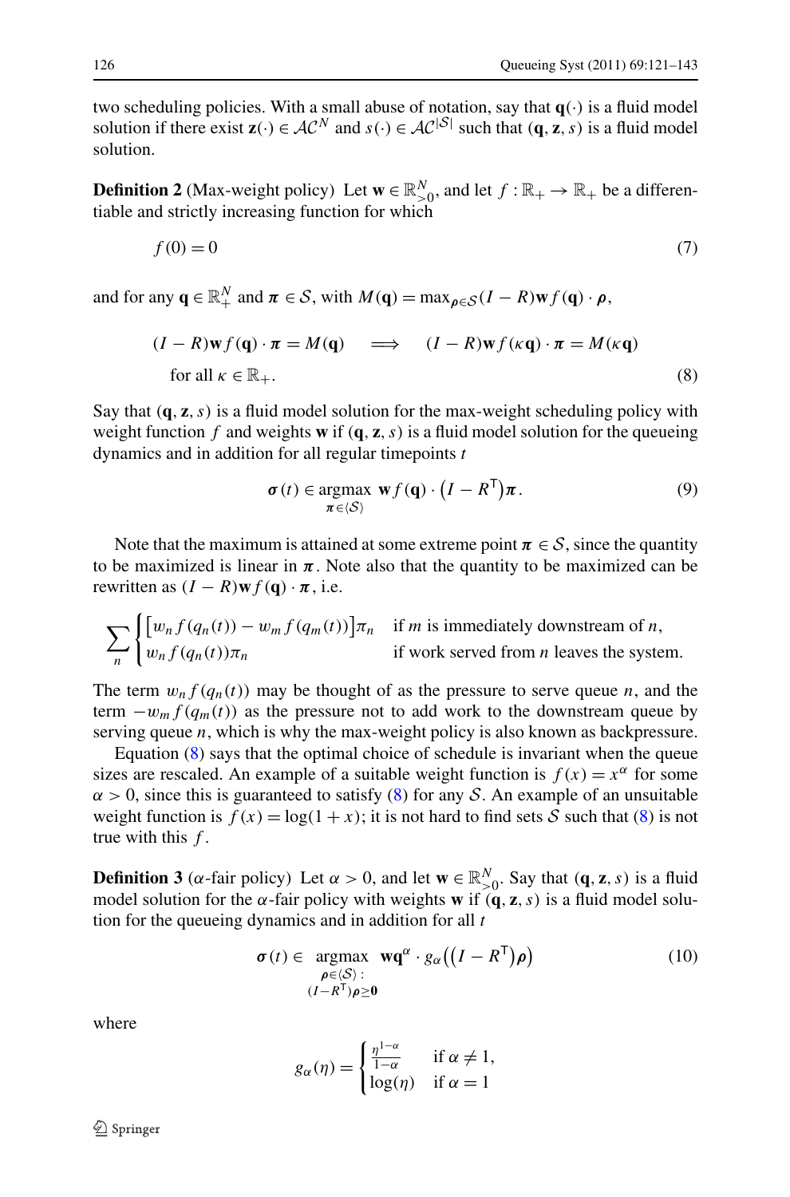two scheduling policies. With a small abuse of notation, say that $\mathbf{q}(\cdot)$ is a fluid model solution if there exist $\mathbf{z}(\cdot) \in \mathcal{AC}^N$ and $s(\cdot) \in \mathcal{AC}^{|\mathcal{S}|}$ such that $(\mathbf{q}, \mathbf{z}, s)$ is a fluid model solution.

**Definition 2** (Max-weight policy) Let $\mathbf{w} \in \mathbb{R}^N_{>0}$, and let $f : \mathbb{R}_+ \to \mathbb{R}_+$ be a differentiable and strictly increasing function for which

$$f(0) = 0 \tag{7}$$

and for any $\mathbf{q} \in \mathbb{R}^N_+$ and $\boldsymbol{\pi} \in \mathcal{S}$, with $M(\mathbf{q}) = \max_{\boldsymbol{\rho} \in \mathcal{S}} (I - R)\mathbf{w} f(\mathbf{q}) \cdot \boldsymbol{\rho}$,

$$\begin{aligned} &(I - R)\mathbf{w} f(\mathbf{q}) \cdot \boldsymbol{\pi} = M(\mathbf{q}) \quad \Longrightarrow \quad (I - R)\mathbf{w} f(\kappa \mathbf{q}) \cdot \boldsymbol{\pi} = M(\kappa \mathbf{q}) \\ &\quad \text{for all } \kappa \in \mathbb{R}_+. \end{aligned} \tag{8}$$

Say that $(\mathbf{q}, \mathbf{z}, s)$ is a fluid model solution for the max-weight scheduling policy with weight function $f$ and weights $\mathbf{w}$ if $(\mathbf{q}, \mathbf{z}, s)$ is a fluid model solution for the queueing dynamics and in addition for all regular timepoints $t$

$$\boldsymbol{\sigma}(t) \in \operatorname*{argmax}_{\boldsymbol{\pi} \in \langle \mathcal{S} \rangle} \mathbf{w} f(\mathbf{q}) \cdot \big(I - R^{\mathsf{T}}\big)\boldsymbol{\pi}. \tag{9}$$

Note that the maximum is attained at some extreme point $\boldsymbol{\pi} \in \mathcal{S}$, since the quantity to be maximized is linear in $\boldsymbol{\pi}$. Note also that the quantity to be maximized can be rewritten as $(I - R)\mathbf{w} f(\mathbf{q}) \cdot \boldsymbol{\pi}$, i.e.

$$\sum_n \begin{cases} \big[w_n f(q_n(t)) - w_m f(q_m(t))\big]\pi_n & \text{if } m \text{ is immediately downstream of } n, \\ w_n f(q_n(t))\pi_n & \text{if work served from } n \text{ leaves the system.} \end{cases}$$

The term $w_n f(q_n(t))$ may be thought of as the pressure to serve queue $n$, and the term $-w_m f(q_m(t))$ as the pressure not to add work to the downstream queue by serving queue $n$, which is why the max-weight policy is also known as backpressure.

Equation (8) says that the optimal choice of schedule is invariant when the queue sizes are rescaled. An example of a suitable weight function is $f(x) = x^\alpha$ for some $\alpha > 0$, since this is guaranteed to satisfy (8) for any $\mathcal{S}$. An example of an unsuitable weight function is $f(x) = \log(1 + x)$; it is not hard to find sets $\mathcal{S}$ such that (8) is not true with this $f$.

**Definition 3** ($\alpha$-fair policy) Let $\alpha > 0$, and let $\mathbf{w} \in \mathbb{R}^N_{>0}$. Say that $(\mathbf{q}, \mathbf{z}, s)$ is a fluid model solution for the $\alpha$-fair policy with weights $\mathbf{w}$ if $(\mathbf{q}, \mathbf{z}, s)$ is a fluid model solution for the queueing dynamics and in addition for all $t$

$$\boldsymbol{\sigma}(t) \in \operatorname*{argmax}_{\substack{\boldsymbol{\rho} \in \langle \mathcal{S} \rangle : \\ (I - R^{\mathsf{T}})\boldsymbol{\rho} \geq \mathbf{0}}} \mathbf{w}\mathbf{q}^\alpha \cdot g_\alpha\big(\big(I - R^{\mathsf{T}}\big)\boldsymbol{\rho}\big) \tag{10}$$

where

$$g_\alpha(\eta) = \begin{cases} \frac{\eta^{1-\alpha}}{1-\alpha} & \text{if } \alpha \neq 1, \\ \log(\eta) & \text{if } \alpha = 1 \end{cases}$$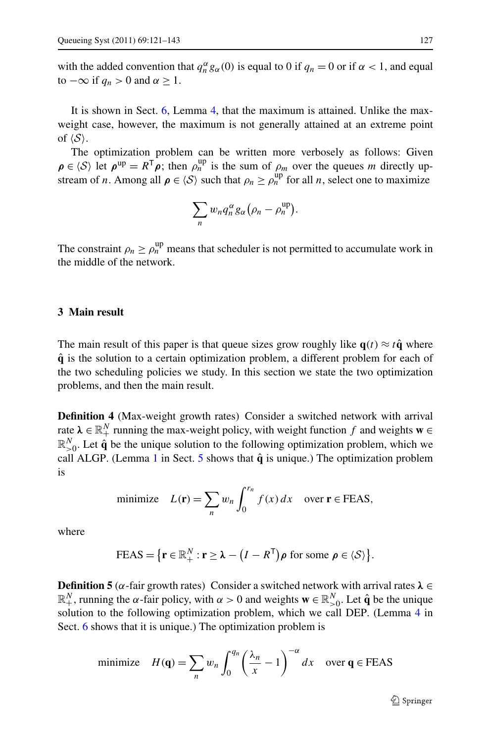with the added convention that $q_n^\alpha g_\alpha(0)$ is equal to 0 if $q_n = 0$ or if $\alpha < 1$, and equal to $-\infty$ if $q_n > 0$ and $\alpha \geq 1$.

It is shown in Sect. 6, Lemma 4, that the maximum is attained. Unlike the max-weight case, however, the maximum is not generally attained at an extreme point of $\langle \mathcal{S} \rangle$.

The optimization problem can be written more verbosely as follows: Given $\boldsymbol{\rho} \in \langle \mathcal{S} \rangle$ let $\boldsymbol{\rho}^{\text{up}} = R^{\mathsf{T}} \boldsymbol{\rho}$; then $\rho_n^{\text{up}}$ is the sum of $\rho_m$ over the queues $m$ directly upstream of $n$. Among all $\boldsymbol{\rho} \in \langle \mathcal{S} \rangle$ such that $\rho_n \geq \rho_n^{\text{up}}$ for all $n$, select one to maximize

$$\sum_n w_n q_n^\alpha g_\alpha\big(\rho_n - \rho_n^{\text{up}}\big).$$

The constraint $\rho_n \geq \rho_n^{\text{up}}$ means that scheduler is not permitted to accumulate work in the middle of the network.

## 3 Main result

The main result of this paper is that queue sizes grow roughly like $\mathbf{q}(t) \approx t\hat{\mathbf{q}}$ where $\hat{\mathbf{q}}$ is the solution to a certain optimization problem, a different problem for each of the two scheduling policies we study. In this section we state the two optimization problems, and then the main result.

**Definition 4** (Max-weight growth rates) Consider a switched network with arrival rate $\boldsymbol{\lambda} \in \mathbb{R}_+^N$ running the max-weight policy, with weight function $f$ and weights $\mathbf{w} \in \mathbb{R}_{>0}^N$. Let $\hat{\mathbf{q}}$ be the unique solution to the following optimization problem, which we call ALGP. (Lemma 1 in Sect. 5 shows that $\hat{\mathbf{q}}$ is unique.) The optimization problem is

$$\text{minimize} \quad L(\mathbf{r}) = \sum_n w_n \int_0^{r_n} f(x)\,dx \quad \text{over } \mathbf{r} \in \text{FEAS},$$

where

$$\text{FEAS} = \big\{ \mathbf{r} \in \mathbb{R}_+^N : \mathbf{r} \geq \boldsymbol{\lambda} - \big(I - R^{\mathsf{T}}\big)\boldsymbol{\rho} \text{ for some } \boldsymbol{\rho} \in \langle \mathcal{S} \rangle \big\}.$$

**Definition 5** ($\alpha$-fair growth rates) Consider a switched network with arrival rates $\boldsymbol{\lambda} \in \mathbb{R}_+^N$, running the $\alpha$-fair policy, with $\alpha > 0$ and weights $\mathbf{w} \in \mathbb{R}_{>0}^N$. Let $\hat{\mathbf{q}}$ be the unique solution to the following optimization problem, which we call DEP. (Lemma 4 in Sect. 6 shows that it is unique.) The optimization problem is

$$\text{minimize} \quad H(\mathbf{q}) = \sum_n w_n \int_0^{q_n} \left( \frac{\lambda_n}{x} - 1 \right)^{-\alpha} dx \quad \text{over } \mathbf{q} \in \text{FEAS}$$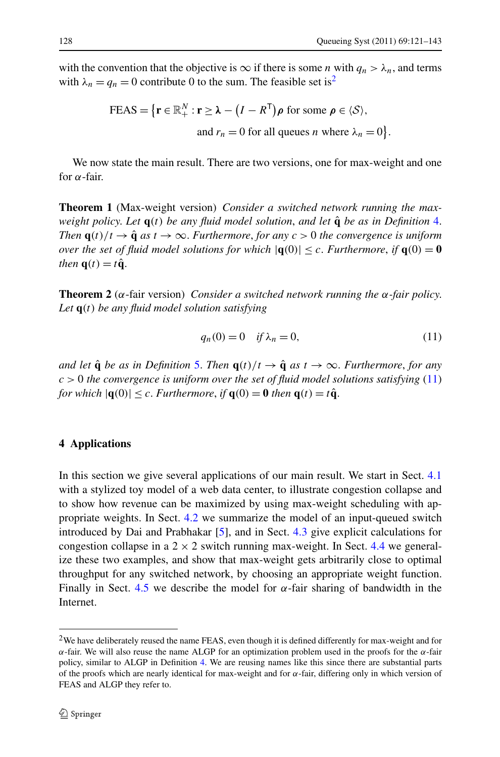with the convention that the objective is $\infty$ if there is some $n$ with $q_n > \lambda_n$, and terms with $\lambda_n = q_n = 0$ contribute 0 to the sum. The feasible set is[2]

$$\text{FEAS} = \big\{\mathbf{r} \in \mathbb{R}_+^N : \mathbf{r} \geq \boldsymbol{\lambda} - \big(I - R^{\mathsf{T}}\big)\boldsymbol{\rho} \text{ for some } \boldsymbol{\rho} \in \langle \mathcal{S} \rangle,$$
$$\text{and } r_n = 0 \text{ for all queues } n \text{ where } \lambda_n = 0\big\}.$$

We now state the main result. There are two versions, one for max-weight and one for $\alpha$-fair.

**Theorem 1** (Max-weight version) *Consider a switched network running the max-weight policy. Let $\mathbf{q}(t)$ be any fluid model solution, and let $\hat{\mathbf{q}}$ be as in Definition 4. Then $\mathbf{q}(t)/t \to \hat{\mathbf{q}}$ as $t \to \infty$. Furthermore, for any $c > 0$ the convergence is uniform over the set of fluid model solutions for which $|\mathbf{q}(0)| \leq c$. Furthermore, if $\mathbf{q}(0) = \mathbf{0}$ then $\mathbf{q}(t) = t\hat{\mathbf{q}}$.*

**Theorem 2** ($\alpha$-fair version) *Consider a switched network running the $\alpha$-fair policy. Let $\mathbf{q}(t)$ be any fluid model solution satisfying*

$$q_n(0) = 0 \quad \text{if } \lambda_n = 0, \tag{11}$$

*and let $\hat{\mathbf{q}}$ be as in Definition 5. Then $\mathbf{q}(t)/t \to \hat{\mathbf{q}}$ as $t \to \infty$. Furthermore, for any $c > 0$ the convergence is uniform over the set of fluid model solutions satisfying (11) for which $|\mathbf{q}(0)| \leq c$. Furthermore, if $\mathbf{q}(0) = \mathbf{0}$ then $\mathbf{q}(t) = t\hat{\mathbf{q}}$.*

## 4 Applications

In this section we give several applications of our main result. We start in Sect. 4.1 with a stylized toy model of a web data center, to illustrate congestion collapse and to show how revenue can be maximized by using max-weight scheduling with appropriate weights. In Sect. 4.2 we summarize the model of an input-queued switch introduced by Dai and Prabhakar [5], and in Sect. 4.3 give explicit calculations for congestion collapse in a $2 \times 2$ switch running max-weight. In Sect. 4.4 we generalize these two examples, and show that max-weight gets arbitrarily close to optimal throughput for any switched network, by choosing an appropriate weight function. Finally in Sect. 4.5 we describe the model for $\alpha$-fair sharing of bandwidth in the Internet.

---

[2] We have deliberately reused the name FEAS, even though it is defined differently for max-weight and for $\alpha$-fair. We will also reuse the name ALGP for an optimization problem used in the proofs for the $\alpha$-fair policy, similar to ALGP in Definition 4. We are reusing names like this since there are substantial parts of the proofs which are nearly identical for max-weight and for $\alpha$-fair, differing only in which version of FEAS and ALGP they refer to.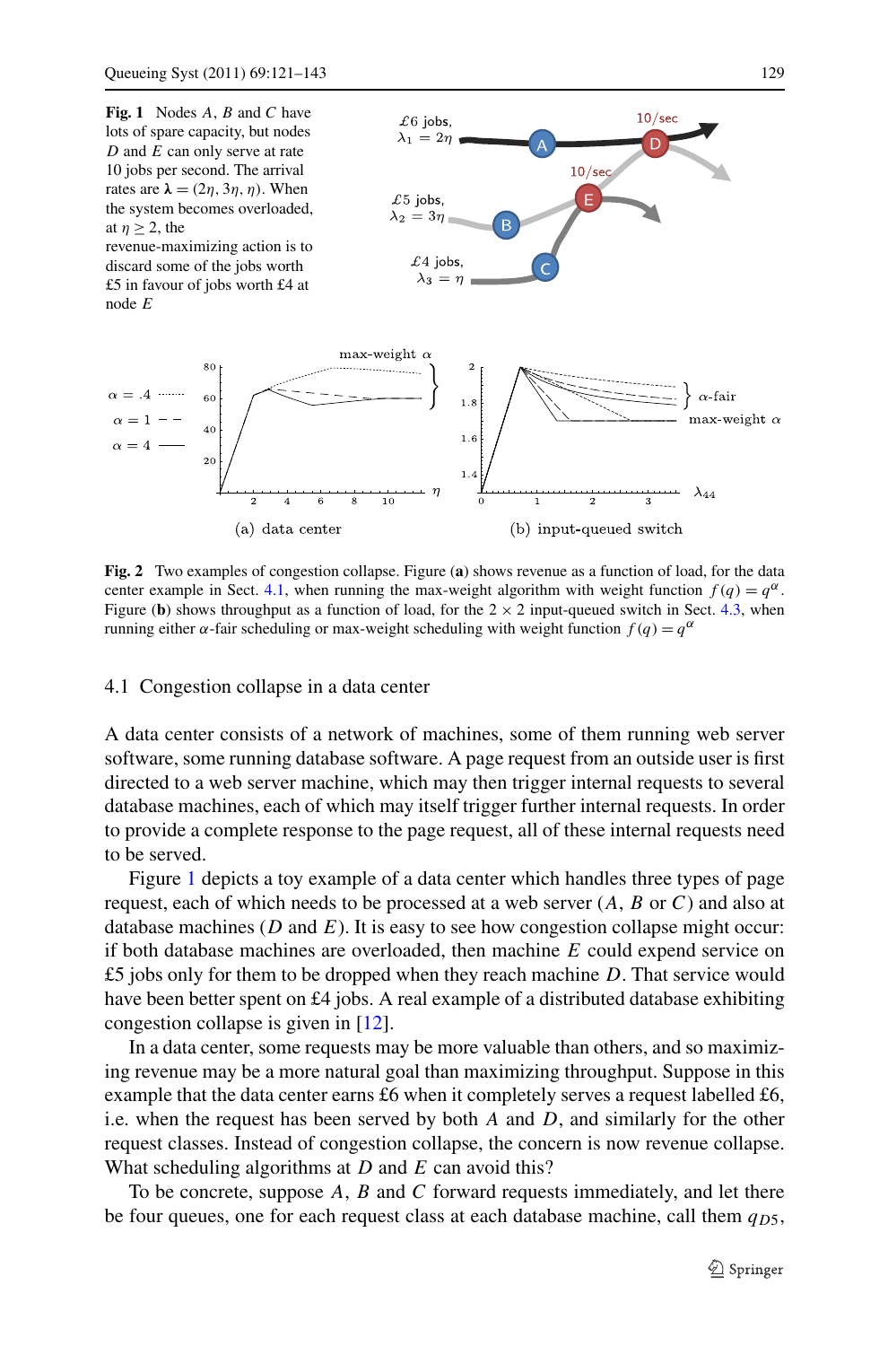**Fig. 1** Nodes $A$, $B$ and $C$ have lots of spare capacity, but nodes $D$ and $E$ can only serve at rate 10 jobs per second. The arrival rates are $\boldsymbol{\lambda} = (2\eta, 3\eta, \eta)$. When the system becomes overloaded, at $\eta \geq 2$, the revenue-maximizing action is to discard some of the jobs worth £5 in favour of jobs worth £4 at node $E$

(a) data center

(b) input-queued switch

**Fig. 2** Two examples of congestion collapse. Figure (**a**) shows revenue as a function of load, for the data center example in Sect. 4.1, when running the max-weight algorithm with weight function $f(q) = q^\alpha$. Figure (**b**) shows throughput as a function of load, for the $2 \times 2$ input-queued switch in Sect. 4.3, when running either $\alpha$-fair scheduling or max-weight scheduling with weight function $f(q) = q^\alpha$

### 4.1 Congestion collapse in a data center

A data center consists of a network of machines, some of them running web server software, some running database software. A page request from an outside user is first directed to a web server machine, which may then trigger internal requests to several database machines, each of which may itself trigger further internal requests. In order to provide a complete response to the page request, all of these internal requests need to be served.

Figure 1 depicts a toy example of a data center which handles three types of page request, each of which needs to be processed at a web server ($A$, $B$ or $C$) and also at database machines ($D$ and $E$). It is easy to see how congestion collapse might occur: if both database machines are overloaded, then machine $E$ could expend service on £5 jobs only for them to be dropped when they reach machine $D$. That service would have been better spent on £4 jobs. A real example of a distributed database exhibiting congestion collapse is given in [12].

In a data center, some requests may be more valuable than others, and so maximizing revenue may be a more natural goal than maximizing throughput. Suppose in this example that the data center earns £6 when it completely serves a request labelled £6, i.e. when the request has been served by both $A$ and $D$, and similarly for the other request classes. Instead of congestion collapse, the concern is now revenue collapse. What scheduling algorithms at $D$ and $E$ can avoid this?

To be concrete, suppose $A$, $B$ and $C$ forward requests immediately, and let there be four queues, one for each request class at each database machine, call them $q_{D5}$,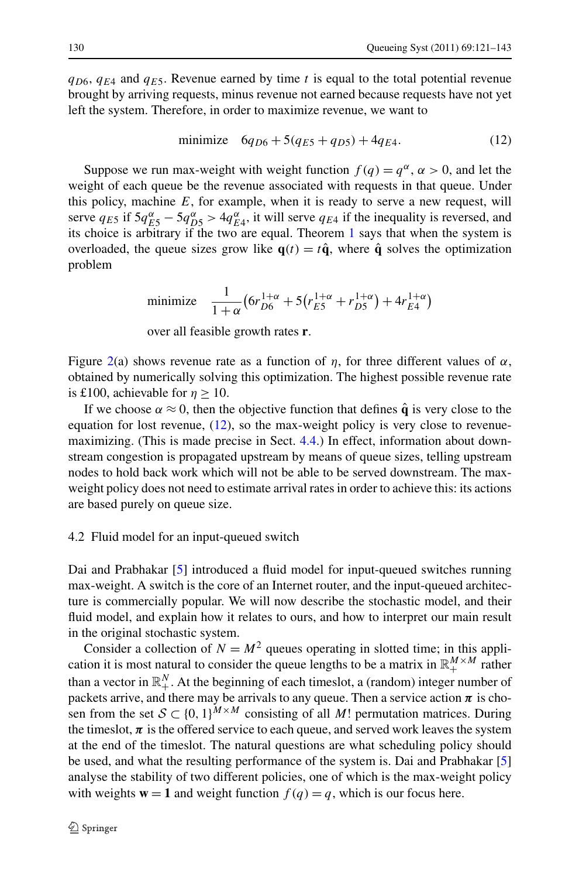$q_{D6}$, $q_{E4}$ and $q_{E5}$. Revenue earned by time $t$ is equal to the total potential revenue brought by arriving requests, minus revenue not earned because requests have not yet left the system. Therefore, in order to maximize revenue, we want to

$$\text{minimize} \quad 6q_{D6} + 5(q_{E5} + q_{D5}) + 4q_{E4}. \tag{12}$$

Suppose we run max-weight with weight function $f(q) = q^\alpha$, $\alpha > 0$, and let the weight of each queue be the revenue associated with requests in that queue. Under this policy, machine $E$, for example, when it is ready to serve a new request, will serve $q_{E5}$ if $5q_{E5}^\alpha - 5q_{D5}^\alpha > 4q_{E4}^\alpha$, it will serve $q_{E4}$ if the inequality is reversed, and its choice is arbitrary if the two are equal. Theorem 1 says that when the system is overloaded, the queue sizes grow like $\mathbf{q}(t) = t\hat{\mathbf{q}}$, where $\hat{\mathbf{q}}$ solves the optimization problem

$$\text{minimize} \quad \frac{1}{1+\alpha}\left(6r_{D6}^{1+\alpha} + 5\left(r_{E5}^{1+\alpha} + r_{D5}^{1+\alpha}\right) + 4r_{E4}^{1+\alpha}\right)$$

over all feasible growth rates $\mathbf{r}$.

Figure 2(a) shows revenue rate as a function of $\eta$, for three different values of $\alpha$, obtained by numerically solving this optimization. The highest possible revenue rate is £100, achievable for $\eta \geq 10$.

If we choose $\alpha \approx 0$, then the objective function that defines $\hat{\mathbf{q}}$ is very close to the equation for lost revenue, (12), so the max-weight policy is very close to revenue-maximizing. (This is made precise in Sect. 4.4.) In effect, information about downstream congestion is propagated upstream by means of queue sizes, telling upstream nodes to hold back work which will not be able to be served downstream. The max-weight policy does not need to estimate arrival rates in order to achieve this: its actions are based purely on queue size.

### 4.2 Fluid model for an input-queued switch

Dai and Prabhakar [5] introduced a fluid model for input-queued switches running max-weight. A switch is the core of an Internet router, and the input-queued architecture is commercially popular. We will now describe the stochastic model, and their fluid model, and explain how it relates to ours, and how to interpret our main result in the original stochastic system.

Consider a collection of $N = M^2$ queues operating in slotted time; in this application it is most natural to consider the queue lengths to be a matrix in $\mathbb{R}_+^{M\times M}$ rather than a vector in $\mathbb{R}_+^N$. At the beginning of each timeslot, a (random) integer number of packets arrive, and there may be arrivals to any queue. Then a service action $\boldsymbol{\pi}$ is chosen from the set $\mathcal{S} \subset \{0,1\}^{M\times M}$ consisting of all $M!$ permutation matrices. During the timeslot, $\boldsymbol{\pi}$ is the offered service to each queue, and served work leaves the system at the end of the timeslot. The natural questions are what scheduling policy should be used, and what the resulting performance of the system is. Dai and Prabhakar [5] analyse the stability of two different policies, one of which is the max-weight policy with weights $\mathbf{w} = \mathbf{1}$ and weight function $f(q) = q$, which is our focus here.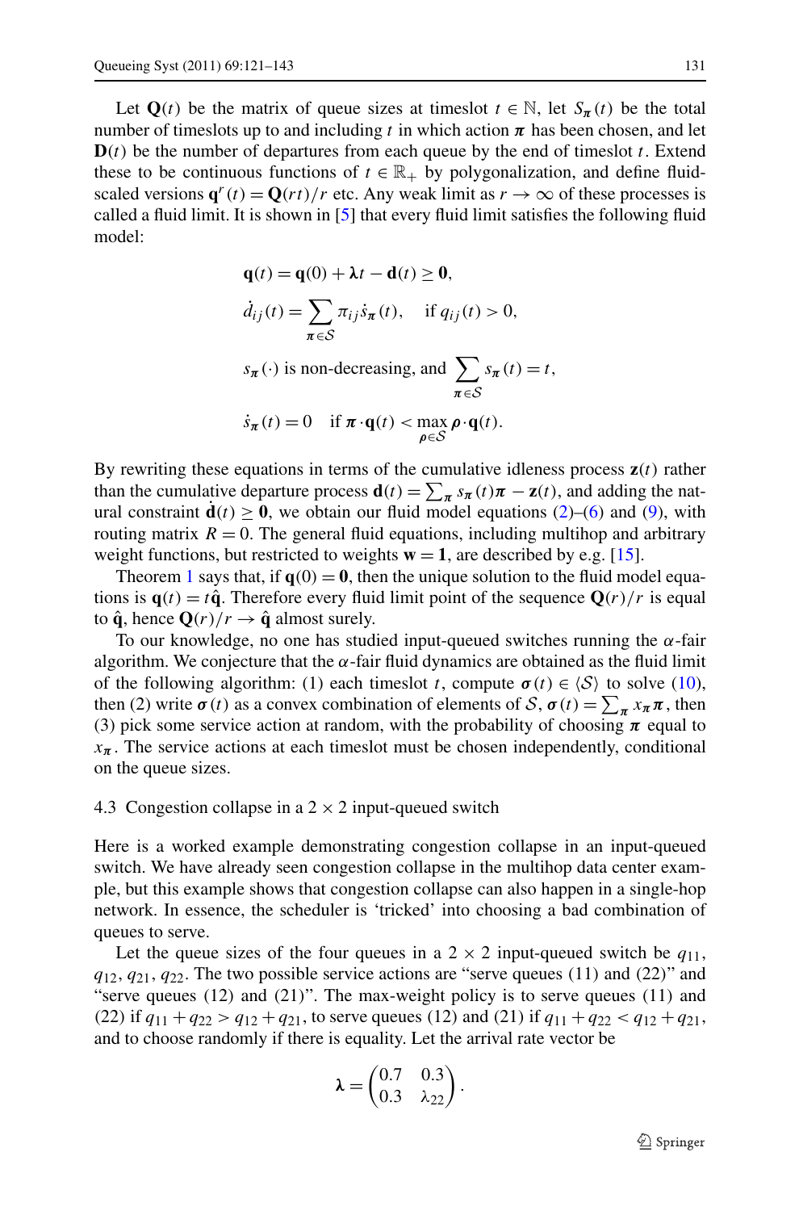Let $\mathbf{Q}(t)$ be the matrix of queue sizes at timeslot $t \in \mathbb{N}$, let $S_{\boldsymbol{\pi}}(t)$ be the total number of timeslots up to and including $t$ in which action $\boldsymbol{\pi}$ has been chosen, and let $\mathbf{D}(t)$ be the number of departures from each queue by the end of timeslot $t$. Extend these to be continuous functions of $t \in \mathbb{R}_+$ by polygonalization, and define fluid-scaled versions $\mathbf{q}^r(t) = \mathbf{Q}(rt)/r$ etc. Any weak limit as $r \to \infty$ of these processes is called a fluid limit. It is shown in [5] that every fluid limit satisfies the following fluid model:

$$
\begin{aligned}
&\mathbf{q}(t) = \mathbf{q}(0) + \boldsymbol{\lambda} t - \mathbf{d}(t) \geq \mathbf{0}, \\
&\dot{d}_{ij}(t) = \sum_{\boldsymbol{\pi} \in \mathcal{S}} \pi_{ij} \dot{s}_{\boldsymbol{\pi}}(t), \quad \text{if } q_{ij}(t) > 0, \\
&s_{\boldsymbol{\pi}}(\cdot) \text{ is non-decreasing, and } \sum_{\boldsymbol{\pi} \in \mathcal{S}} s_{\boldsymbol{\pi}}(t) = t, \\
&\dot{s}_{\boldsymbol{\pi}}(t) = 0 \quad \text{if } \boldsymbol{\pi} \cdot \mathbf{q}(t) < \max_{\boldsymbol{\rho} \in \mathcal{S}} \boldsymbol{\rho} \cdot \mathbf{q}(t).
\end{aligned}
$$

By rewriting these equations in terms of the cumulative idleness process $\mathbf{z}(t)$ rather than the cumulative departure process $\mathbf{d}(t) = \sum_{\boldsymbol{\pi}} s_{\boldsymbol{\pi}}(t)\boldsymbol{\pi} - \mathbf{z}(t)$, and adding the natural constraint $\dot{\mathbf{d}}(t) \geq \mathbf{0}$, we obtain our fluid model equations (2)–(6) and (9), with routing matrix $R = 0$. The general fluid equations, including multihop and arbitrary weight functions, but restricted to weights $\mathbf{w} = \mathbf{1}$, are described by e.g. [15].

Theorem 1 says that, if $\mathbf{q}(0) = \mathbf{0}$, then the unique solution to the fluid model equations is $\mathbf{q}(t) = t\hat{\mathbf{q}}$. Therefore every fluid limit point of the sequence $\mathbf{Q}(r)/r$ is equal to $\hat{\mathbf{q}}$, hence $\mathbf{Q}(r)/r \to \hat{\mathbf{q}}$ almost surely.

To our knowledge, no one has studied input-queued switches running the $\alpha$-fair algorithm. We conjecture that the $\alpha$-fair fluid dynamics are obtained as the fluid limit of the following algorithm: (1) each timeslot $t$, compute $\boldsymbol{\sigma}(t) \in \langle \mathcal{S} \rangle$ to solve (10), then (2) write $\boldsymbol{\sigma}(t)$ as a convex combination of elements of $\mathcal{S}$, $\boldsymbol{\sigma}(t) = \sum_{\boldsymbol{\pi}} x_{\boldsymbol{\pi}} \boldsymbol{\pi}$, then (3) pick some service action at random, with the probability of choosing $\boldsymbol{\pi}$ equal to $x_{\boldsymbol{\pi}}$. The service actions at each timeslot must be chosen independently, conditional on the queue sizes.

### 4.3 Congestion collapse in a $2 \times 2$ input-queued switch

Here is a worked example demonstrating congestion collapse in an input-queued switch. We have already seen congestion collapse in the multihop data center example, but this example shows that congestion collapse can also happen in a single-hop network. In essence, the scheduler is 'tricked' into choosing a bad combination of queues to serve.

Let the queue sizes of the four queues in a $2 \times 2$ input-queued switch be $q_{11}$, $q_{12}$, $q_{21}$, $q_{22}$. The two possible service actions are "serve queues (11) and (22)" and "serve queues (12) and (21)". The max-weight policy is to serve queues (11) and (22) if $q_{11} + q_{22} > q_{12} + q_{21}$, to serve queues (12) and (21) if $q_{11} + q_{22} < q_{12} + q_{21}$, and to choose randomly if there is equality. Let the arrival rate vector be

$$
\boldsymbol{\lambda} = \begin{pmatrix} 0.7 & 0.3 \\ 0.3 & \lambda_{22} \end{pmatrix}.
$$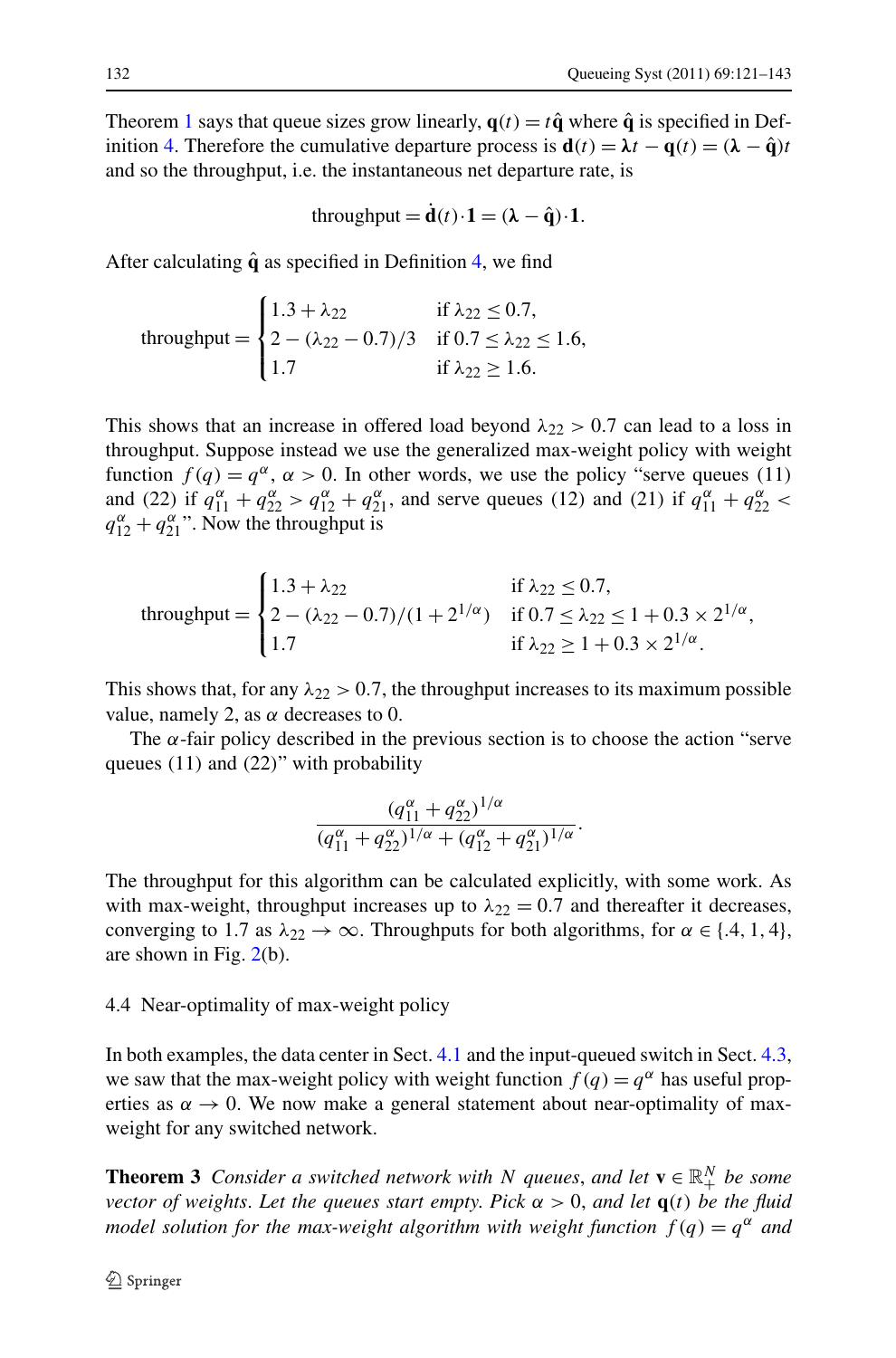Theorem 1 says that queue sizes grow linearly, $\mathbf{q}(t) = t\hat{\mathbf{q}}$ where $\hat{\mathbf{q}}$ is specified in Definition 4. Therefore the cumulative departure process is $\mathbf{d}(t) = \boldsymbol{\lambda} t - \mathbf{q}(t) = (\boldsymbol{\lambda} - \hat{\mathbf{q}})t$ and so the throughput, i.e. the instantaneous net departure rate, is

$$\text{throughput} = \dot{\mathbf{d}}(t) \cdot \mathbf{1} = (\boldsymbol{\lambda} - \hat{\mathbf{q}}) \cdot \mathbf{1}.$$

After calculating $\hat{\mathbf{q}}$ as specified in Definition 4, we find

$$\text{throughput} = \begin{cases} 1.3 + \lambda_{22} & \text{if } \lambda_{22} \le 0.7, \\ 2 - (\lambda_{22} - 0.7)/3 & \text{if } 0.7 \le \lambda_{22} \le 1.6, \\ 1.7 & \text{if } \lambda_{22} \ge 1.6. \end{cases}$$

This shows that an increase in offered load beyond $\lambda_{22} > 0.7$ can lead to a loss in throughput. Suppose instead we use the generalized max-weight policy with weight function $f(q) = q^\alpha$, $\alpha > 0$. In other words, we use the policy "serve queues (11) and (22) if $q_{11}^\alpha + q_{22}^\alpha > q_{12}^\alpha + q_{21}^\alpha$, and serve queues (12) and (21) if $q_{11}^\alpha + q_{22}^\alpha < q_{12}^\alpha + q_{21}^\alpha$". Now the throughput is

$$\text{throughput} = \begin{cases} 1.3 + \lambda_{22} & \text{if } \lambda_{22} \le 0.7, \\ 2 - (\lambda_{22} - 0.7)/(1 + 2^{1/\alpha}) & \text{if } 0.7 \le \lambda_{22} \le 1 + 0.3 \times 2^{1/\alpha}, \\ 1.7 & \text{if } \lambda_{22} \ge 1 + 0.3 \times 2^{1/\alpha}. \end{cases}$$

This shows that, for any $\lambda_{22} > 0.7$, the throughput increases to its maximum possible value, namely 2, as $\alpha$ decreases to 0.

The $\alpha$-fair policy described in the previous section is to choose the action "serve queues (11) and (22)" with probability

$$\frac{(q_{11}^\alpha + q_{22}^\alpha)^{1/\alpha}}{(q_{11}^\alpha + q_{22}^\alpha)^{1/\alpha} + (q_{12}^\alpha + q_{21}^\alpha)^{1/\alpha}}.$$

The throughput for this algorithm can be calculated explicitly, with some work. As with max-weight, throughput increases up to $\lambda_{22} = 0.7$ and thereafter it decreases, converging to 1.7 as $\lambda_{22} \to \infty$. Throughputs for both algorithms, for $\alpha \in \{.4, 1, 4\}$, are shown in Fig. 2(b).

### 4.4 Near-optimality of max-weight policy

In both examples, the data center in Sect. 4.1 and the input-queued switch in Sect. 4.3, we saw that the max-weight policy with weight function $f(q) = q^\alpha$ has useful properties as $\alpha \to 0$. We now make a general statement about near-optimality of max-weight for any switched network.

**Theorem 3** *Consider a switched network with $N$ queues, and let $\mathbf{v} \in \mathbb{R}_+^N$ be some vector of weights. Let the queues start empty. Pick $\alpha > 0$, and let $\mathbf{q}(t)$ be the fluid model solution for the max-weight algorithm with weight function $f(q) = q^\alpha$ and*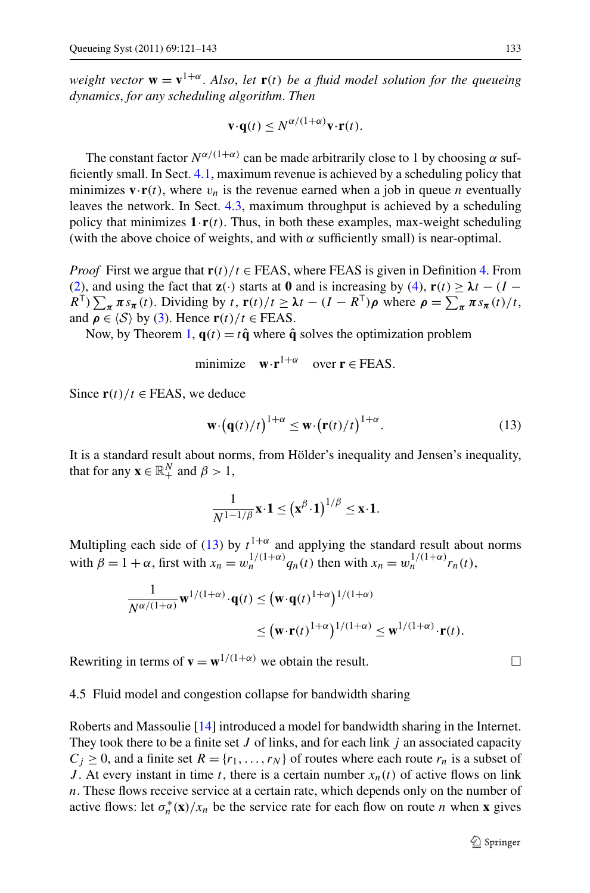*weight vector* $\mathbf{w} = \mathbf{v}^{1+\alpha}$. *Also, let* $\mathbf{r}(t)$ *be a fluid model solution for the queueing dynamics, for any scheduling algorithm. Then*

$$\mathbf{v}\cdot\mathbf{q}(t) \le N^{\alpha/(1+\alpha)}\mathbf{v}\cdot\mathbf{r}(t).$$

The constant factor $N^{\alpha/(1+\alpha)}$ can be made arbitrarily close to 1 by choosing $\alpha$ sufficiently small. In Sect. 4.1, maximum revenue is achieved by a scheduling policy that minimizes $\mathbf{v}\cdot\mathbf{r}(t)$, where $v_n$ is the revenue earned when a job in queue $n$ eventually leaves the network. In Sect. 4.3, maximum throughput is achieved by a scheduling policy that minimizes $\mathbf{1}\cdot\mathbf{r}(t)$. Thus, in both these examples, max-weight scheduling (with the above choice of weights, and with $\alpha$ sufficiently small) is near-optimal.

*Proof* First we argue that $\mathbf{r}(t)/t \in \text{FEAS}$, where FEAS is given in Definition 4. From (2), and using the fact that $\mathbf{z}(\cdot)$ starts at $\mathbf{0}$ and is increasing by (4), $\mathbf{r}(t) \ge \boldsymbol{\lambda} t - (I - R^{\mathsf{T}})\sum_{\boldsymbol{\pi}} \boldsymbol{\pi} s_{\boldsymbol{\pi}}(t)$. Dividing by $t$, $\mathbf{r}(t)/t \ge \boldsymbol{\lambda} t - (I - R^{\mathsf{T}})\boldsymbol{\rho}$ where $\boldsymbol{\rho} = \sum_{\boldsymbol{\pi}} \boldsymbol{\pi} s_{\boldsymbol{\pi}}(t)/t$, and $\boldsymbol{\rho} \in \langle \mathcal{S} \rangle$ by (3). Hence $\mathbf{r}(t)/t \in \text{FEAS}$.

Now, by Theorem 1, $\mathbf{q}(t) = t\hat{\mathbf{q}}$ where $\hat{\mathbf{q}}$ solves the optimization problem

$$\text{minimize} \quad \mathbf{w}\cdot\mathbf{r}^{1+\alpha} \quad \text{over } \mathbf{r} \in \text{FEAS}.$$

Since $\mathbf{r}(t)/t \in \text{FEAS}$, we deduce

$$\mathbf{w}\cdot\big(\mathbf{q}(t)/t\big)^{1+\alpha} \le \mathbf{w}\cdot\big(\mathbf{r}(t)/t\big)^{1+\alpha}. \tag{13}$$

It is a standard result about norms, from Hölder's inequality and Jensen's inequality, that for any $\mathbf{x} \in \mathbb{R}_+^N$ and $\beta > 1$,

$$\frac{1}{N^{1-1/\beta}}\mathbf{x}\cdot\mathbf{1} \le \big(\mathbf{x}^{\beta}\cdot\mathbf{1}\big)^{1/\beta} \le \mathbf{x}\cdot\mathbf{1}.$$

Multipling each side of (13) by $t^{1+\alpha}$ and applying the standard result about norms with $\beta = 1+\alpha$, first with $x_n = w_n^{1/(1+\alpha)} q_n(t)$ then with $x_n = w_n^{1/(1+\alpha)} r_n(t)$,

$$\begin{aligned}\frac{1}{N^{\alpha/(1+\alpha)}}\mathbf{w}^{1/(1+\alpha)}\cdot\mathbf{q}(t) &\le \big(\mathbf{w}\cdot\mathbf{q}(t)^{1+\alpha}\big)^{1/(1+\alpha)} \\ &\le \big(\mathbf{w}\cdot\mathbf{r}(t)^{1+\alpha}\big)^{1/(1+\alpha)} \le \mathbf{w}^{1/(1+\alpha)}\cdot\mathbf{r}(t).\end{aligned}$$

Rewriting in terms of $\mathbf{v} = \mathbf{w}^{1/(1+\alpha)}$ we obtain the result. □

### 4.5 Fluid model and congestion collapse for bandwidth sharing

Roberts and Massoulie [14] introduced a model for bandwidth sharing in the Internet. They took there to be a finite set $J$ of links, and for each link $j$ an associated capacity $C_j \ge 0$, and a finite set $R = \{r_1, \ldots, r_N\}$ of routes where each route $r_n$ is a subset of $J$. At every instant in time $t$, there is a certain number $x_n(t)$ of active flows on link $n$. These flows receive service at a certain rate, which depends only on the number of active flows: let $\sigma_n^*(\mathbf{x})/x_n$ be the service rate for each flow on route $n$ when $\mathbf{x}$ gives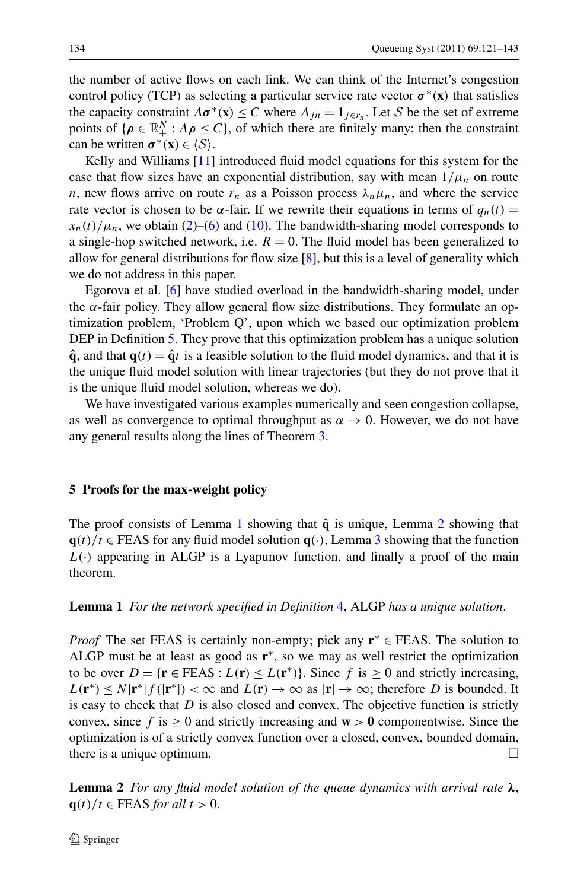the number of active flows on each link. We can think of the Internet's congestion control policy (TCP) as selecting a particular service rate vector $\boldsymbol{\sigma}^*(\mathbf{x})$ that satisfies the capacity constraint $A\boldsymbol{\sigma}^*(\mathbf{x}) \leq C$ where $A_{jn} = 1_{j \in r_n}$. Let $\mathcal{S}$ be the set of extreme points of $\{\boldsymbol{\rho} \in \mathbb{R}_+^N : A\boldsymbol{\rho} \leq C\}$, of which there are finitely many; then the constraint can be written $\boldsymbol{\sigma}^*(\mathbf{x}) \in \langle \mathcal{S} \rangle$.

Kelly and Williams [11] introduced fluid model equations for this system for the case that flow sizes have an exponential distribution, say with mean $1/\mu_n$ on route $n$, new flows arrive on route $r_n$ as a Poisson process $\lambda_n \mu_n$, and where the service rate vector is chosen to be $\alpha$-fair. If we rewrite their equations in terms of $q_n(t) = x_n(t)/\mu_n$, we obtain (2)–(6) and (10). The bandwidth-sharing model corresponds to a single-hop switched network, i.e. $R = 0$. The fluid model has been generalized to allow for general distributions for flow size [8], but this is a level of generality which we do not address in this paper.

Egorova et al. [6] have studied overload in the bandwidth-sharing model, under the $\alpha$-fair policy. They allow general flow size distributions. They formulate an optimization problem, 'Problem Q', upon which we based our optimization problem DEP in Definition 5. They prove that this optimization problem has a unique solution $\hat{\mathbf{q}}$, and that $\mathbf{q}(t) = \hat{\mathbf{q}}t$ is a feasible solution to the fluid model dynamics, and that it is the unique fluid model solution with linear trajectories (but they do not prove that it is the unique fluid model solution, whereas we do).

We have investigated various examples numerically and seen congestion collapse, as well as convergence to optimal throughput as $\alpha \to 0$. However, we do not have any general results along the lines of Theorem 3.

## 5 Proofs for the max-weight policy

The proof consists of Lemma 1 showing that $\hat{\mathbf{q}}$ is unique, Lemma 2 showing that $\mathbf{q}(t)/t \in$ FEAS for any fluid model solution $\mathbf{q}(\cdot)$, Lemma 3 showing that the function $L(\cdot)$ appearing in ALGP is a Lyapunov function, and finally a proof of the main theorem.

**Lemma 1** *For the network specified in Definition 4*, ALGP *has a unique solution*.

*Proof* The set FEAS is certainly non-empty; pick any $\mathbf{r}^* \in$ FEAS. The solution to ALGP must be at least as good as $\mathbf{r}^*$, so we may as well restrict the optimization to be over $D = \{\mathbf{r} \in \text{FEAS} : L(\mathbf{r}) \leq L(\mathbf{r}^*)\}$. Since $f$ is $\geq 0$ and strictly increasing, $L(\mathbf{r}^*) \leq N|\mathbf{r}^*| f(|\mathbf{r}^*|) < \infty$ and $L(\mathbf{r}) \to \infty$ as $|\mathbf{r}| \to \infty$; therefore $D$ is bounded. It is easy to check that $D$ is also closed and convex. The objective function is strictly convex, since $f$ is $\geq 0$ and strictly increasing and $\mathbf{w} > \mathbf{0}$ componentwise. Since the optimization is of a strictly convex function over a closed, convex, bounded domain, there is a unique optimum. □

**Lemma 2** *For any fluid model solution of the queue dynamics with arrival rate* $\boldsymbol{\lambda}$, $\mathbf{q}(t)/t \in$ FEAS *for all* $t > 0$.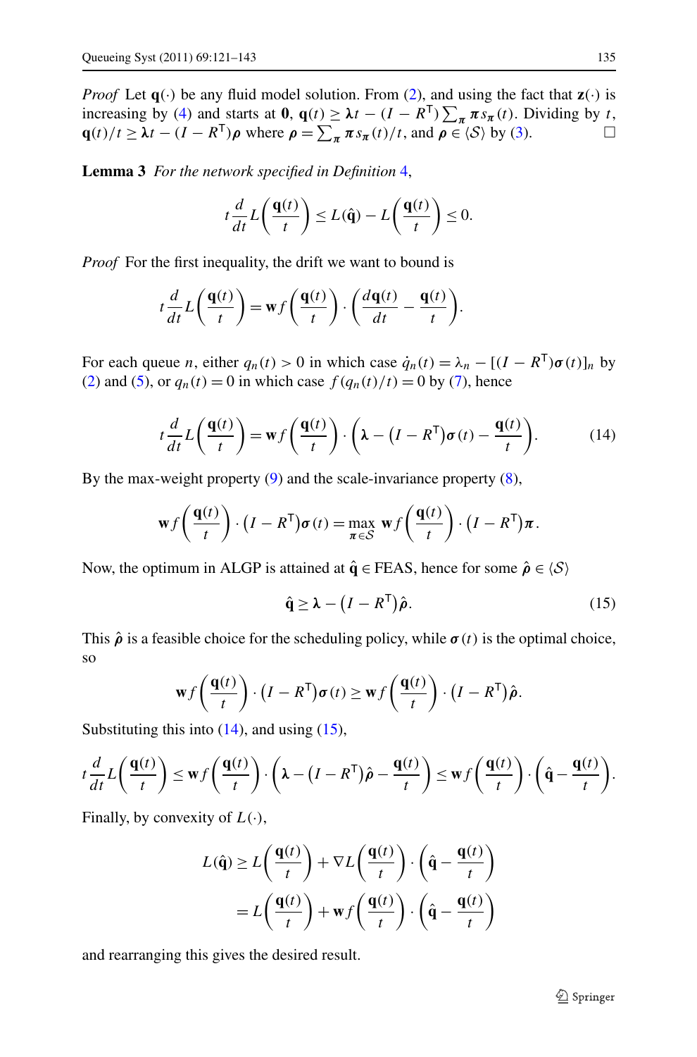*Proof* Let $\mathbf{q}(\cdot)$ be any fluid model solution. From (2), and using the fact that $\mathbf{z}(\cdot)$ is increasing by (4) and starts at $\mathbf{0}$, $\mathbf{q}(t) \geq \boldsymbol{\lambda} t - (I - R^{\mathsf{T}}) \sum_{\boldsymbol{\pi}} \boldsymbol{\pi} s_{\boldsymbol{\pi}}(t)$. Dividing by $t$, $\mathbf{q}(t)/t \geq \boldsymbol{\lambda} t - (I - R^{\mathsf{T}})\boldsymbol{\rho}$ where $\boldsymbol{\rho} = \sum_{\boldsymbol{\pi}} \boldsymbol{\pi} s_{\boldsymbol{\pi}}(t)/t$, and $\boldsymbol{\rho} \in \langle \mathcal{S} \rangle$ by (3). □

**Lemma 3** *For the network specified in Definition 4*,

$$t \frac{d}{dt} L\left(\frac{\mathbf{q}(t)}{t}\right) \leq L(\hat{\mathbf{q}}) - L\left(\frac{\mathbf{q}(t)}{t}\right) \leq 0.$$

*Proof* For the first inequality, the drift we want to bound is

$$t \frac{d}{dt} L\left(\frac{\mathbf{q}(t)}{t}\right) = \mathbf{w} f\left(\frac{\mathbf{q}(t)}{t}\right) \cdot \left(\frac{d\mathbf{q}(t)}{dt} - \frac{\mathbf{q}(t)}{t}\right).$$

For each queue $n$, either $q_n(t) > 0$ in which case $\dot{q}_n(t) = \lambda_n - [(I - R^{\mathsf{T}})\boldsymbol{\sigma}(t)]_n$ by (2) and (5), or $q_n(t) = 0$ in which case $f(q_n(t)/t) = 0$ by (7), hence

$$t \frac{d}{dt} L\left(\frac{\mathbf{q}(t)}{t}\right) = \mathbf{w} f\left(\frac{\mathbf{q}(t)}{t}\right) \cdot \left(\boldsymbol{\lambda} - \left(I - R^{\mathsf{T}}\right)\boldsymbol{\sigma}(t) - \frac{\mathbf{q}(t)}{t}\right). \tag{14}$$

By the max-weight property (9) and the scale-invariance property (8),

$$\mathbf{w} f\left(\frac{\mathbf{q}(t)}{t}\right) \cdot \left(I - R^{\mathsf{T}}\right)\boldsymbol{\sigma}(t) = \max_{\boldsymbol{\pi} \in \mathcal{S}} \mathbf{w} f\left(\frac{\mathbf{q}(t)}{t}\right) \cdot \left(I - R^{\mathsf{T}}\right)\boldsymbol{\pi}.$$

Now, the optimum in ALGP is attained at $\hat{\mathbf{q}} \in \text{FEAS}$, hence for some $\hat{\boldsymbol{\rho}} \in \langle \mathcal{S} \rangle$

$$\hat{\mathbf{q}} \geq \boldsymbol{\lambda} - \left(I - R^{\mathsf{T}}\right)\hat{\boldsymbol{\rho}}. \tag{15}$$

This $\hat{\boldsymbol{\rho}}$ is a feasible choice for the scheduling policy, while $\boldsymbol{\sigma}(t)$ is the optimal choice, so

$$\mathbf{w} f\left(\frac{\mathbf{q}(t)}{t}\right) \cdot \left(I - R^{\mathsf{T}}\right)\boldsymbol{\sigma}(t) \geq \mathbf{w} f\left(\frac{\mathbf{q}(t)}{t}\right) \cdot \left(I - R^{\mathsf{T}}\right)\hat{\boldsymbol{\rho}}.$$

Substituting this into (14), and using (15),

$$t \frac{d}{dt} L\left(\frac{\mathbf{q}(t)}{t}\right) \leq \mathbf{w} f\left(\frac{\mathbf{q}(t)}{t}\right) \cdot \left(\boldsymbol{\lambda} - \left(I - R^{\mathsf{T}}\right)\hat{\boldsymbol{\rho}} - \frac{\mathbf{q}(t)}{t}\right) \leq \mathbf{w} f\left(\frac{\mathbf{q}(t)}{t}\right) \cdot \left(\hat{\mathbf{q}} - \frac{\mathbf{q}(t)}{t}\right).$$

Finally, by convexity of $L(\cdot)$,

$$\begin{aligned} L(\hat{\mathbf{q}}) &\geq L\left(\frac{\mathbf{q}(t)}{t}\right) + \nabla L\left(\frac{\mathbf{q}(t)}{t}\right) \cdot \left(\hat{\mathbf{q}} - \frac{\mathbf{q}(t)}{t}\right) \\ &= L\left(\frac{\mathbf{q}(t)}{t}\right) + \mathbf{w} f\left(\frac{\mathbf{q}(t)}{t}\right) \cdot \left(\hat{\mathbf{q}} - \frac{\mathbf{q}(t)}{t}\right) \end{aligned}$$

and rearranging this gives the desired result.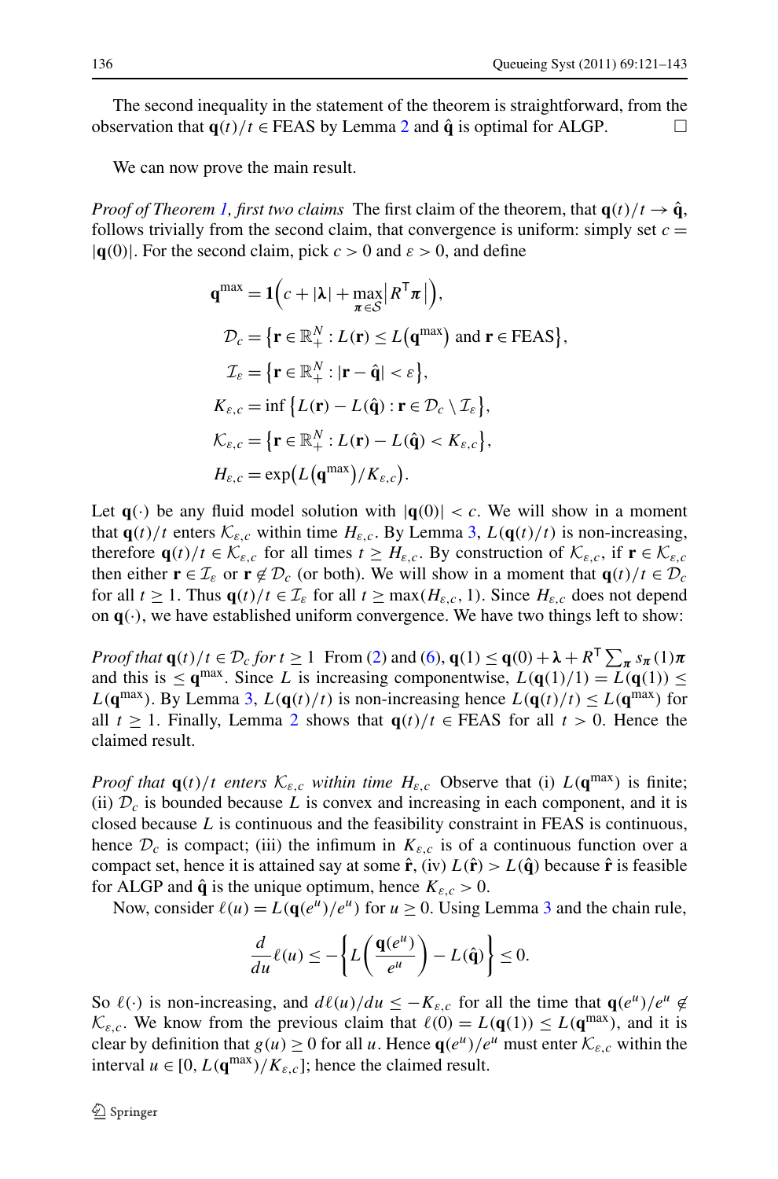The second inequality in the statement of the theorem is straightforward, from the observation that $\mathbf{q}(t)/t \in \text{FEAS}$ by Lemma 2 and $\hat{\mathbf{q}}$ is optimal for ALGP. $\square$

We can now prove the main result.

*Proof of Theorem 1, first two claims* The first claim of the theorem, that $\mathbf{q}(t)/t \to \hat{\mathbf{q}}$, follows trivially from the second claim, that convergence is uniform: simply set $c = |\mathbf{q}(0)|$. For the second claim, pick $c > 0$ and $\varepsilon > 0$, and define

$$
\begin{aligned}
\mathbf{q}^{\max} &= \mathbf{1}\Big(c + |\boldsymbol{\lambda}| + \max_{\boldsymbol{\pi}\in\mathcal{S}} \big|R^{\mathsf{T}}\boldsymbol{\pi}\big|\Big),\\
\mathcal{D}_c &= \big\{\mathbf{r} \in \mathbb{R}_+^N : L(\mathbf{r}) \le L\big(\mathbf{q}^{\max}\big) \text{ and } \mathbf{r} \in \text{FEAS}\big\},\\
\mathcal{I}_\varepsilon &= \big\{\mathbf{r} \in \mathbb{R}_+^N : |\mathbf{r} - \hat{\mathbf{q}}| < \varepsilon\big\},\\
K_{\varepsilon,c} &= \inf\big\{L(\mathbf{r}) - L(\hat{\mathbf{q}}) : \mathbf{r} \in \mathcal{D}_c \setminus \mathcal{I}_\varepsilon\big\},\\
\mathcal{K}_{\varepsilon,c} &= \big\{\mathbf{r} \in \mathbb{R}_+^N : L(\mathbf{r}) - L(\hat{\mathbf{q}}) < K_{\varepsilon,c}\big\},\\
H_{\varepsilon,c} &= \exp\big(L\big(\mathbf{q}^{\max}\big)/K_{\varepsilon,c}\big).
\end{aligned}
$$

Let $\mathbf{q}(\cdot)$ be any fluid model solution with $|\mathbf{q}(0)| < c$. We will show in a moment that $\mathbf{q}(t)/t$ enters $\mathcal{K}_{\varepsilon,c}$ within time $H_{\varepsilon,c}$. By Lemma 3, $L(\mathbf{q}(t)/t)$ is non-increasing, therefore $\mathbf{q}(t)/t \in \mathcal{K}_{\varepsilon,c}$ for all times $t \ge H_{\varepsilon,c}$. By construction of $\mathcal{K}_{\varepsilon,c}$, if $\mathbf{r} \in \mathcal{K}_{\varepsilon,c}$ then either $\mathbf{r} \in \mathcal{I}_\varepsilon$ or $\mathbf{r} \notin \mathcal{D}_c$ (or both). We will show in a moment that $\mathbf{q}(t)/t \in \mathcal{D}_c$ for all $t \ge 1$. Thus $\mathbf{q}(t)/t \in \mathcal{I}_\varepsilon$ for all $t \ge \max(H_{\varepsilon,c}, 1)$. Since $H_{\varepsilon,c}$ does not depend on $\mathbf{q}(\cdot)$, we have established uniform convergence. We have two things left to show:

*Proof that $\mathbf{q}(t)/t \in \mathcal{D}_c$ for $t \ge 1$* From (2) and (6), $\mathbf{q}(1) \le \mathbf{q}(0) + \boldsymbol{\lambda} + R^{\mathsf{T}} \sum_{\boldsymbol{\pi}} s_{\boldsymbol{\pi}}(1)\boldsymbol{\pi}$ and this is $\le \mathbf{q}^{\max}$. Since $L$ is increasing componentwise, $L(\mathbf{q}(1)/1) = L(\mathbf{q}(1)) \le L(\mathbf{q}^{\max})$. By Lemma 3, $L(\mathbf{q}(t)/t)$ is non-increasing hence $L(\mathbf{q}(t)/t) \le L(\mathbf{q}^{\max})$ for all $t \ge 1$. Finally, Lemma 2 shows that $\mathbf{q}(t)/t \in \text{FEAS}$ for all $t > 0$. Hence the claimed result.

*Proof that $\mathbf{q}(t)/t$ enters $\mathcal{K}_{\varepsilon,c}$ within time $H_{\varepsilon,c}$* Observe that (i) $L(\mathbf{q}^{\max})$ is finite; (ii) $\mathcal{D}_c$ is bounded because $L$ is convex and increasing in each component, and it is closed because $L$ is continuous and the feasibility constraint in FEAS is continuous, hence $\mathcal{D}_c$ is compact; (iii) the infimum in $K_{\varepsilon,c}$ is of a continuous function over a compact set, hence it is attained say at some $\hat{\mathbf{r}}$, (iv) $L(\hat{\mathbf{r}}) > L(\hat{\mathbf{q}})$ because $\hat{\mathbf{r}}$ is feasible for ALGP and $\hat{\mathbf{q}}$ is the unique optimum, hence $K_{\varepsilon,c} > 0$.

Now, consider $\ell(u) = L(\mathbf{q}(e^u)/e^u)$ for $u \ge 0$. Using Lemma 3 and the chain rule,

$$
\frac{d}{du}\ell(u) \le -\left\{L\left(\frac{\mathbf{q}(e^u)}{e^u}\right) - L(\hat{\mathbf{q}})\right\} \le 0.
$$

So $\ell(\cdot)$ is non-increasing, and $d\ell(u)/du \le -K_{\varepsilon,c}$ for all the time that $\mathbf{q}(e^u)/e^u \notin \mathcal{K}_{\varepsilon,c}$. We know from the previous claim that $\ell(0) = L(\mathbf{q}(1)) \le L(\mathbf{q}^{\max})$, and it is clear by definition that $g(u) \ge 0$ for all $u$. Hence $\mathbf{q}(e^u)/e^u$ must enter $\mathcal{K}_{\varepsilon,c}$ within the interval $u \in [0, L(\mathbf{q}^{\max})/K_{\varepsilon,c}]$; hence the claimed result.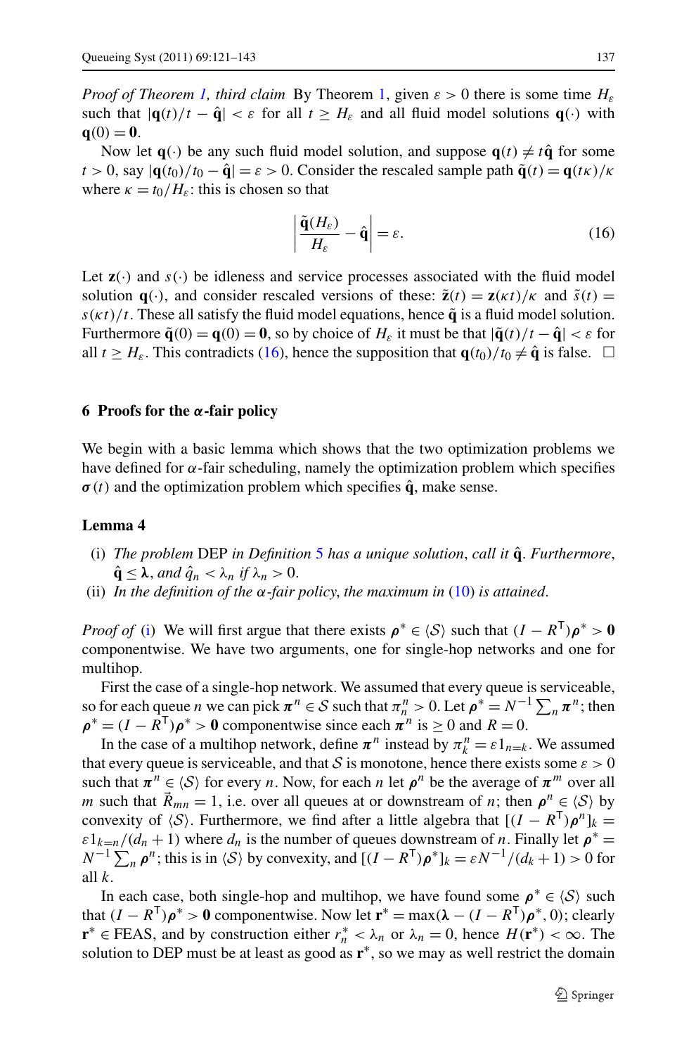*Proof of Theorem 1, third claim* By Theorem 1, given $\varepsilon > 0$ there is some time $H_\varepsilon$ such that $|\mathbf{q}(t)/t - \hat{\mathbf{q}}| < \varepsilon$ for all $t \geq H_\varepsilon$ and all fluid model solutions $\mathbf{q}(\cdot)$ with $\mathbf{q}(0) = \mathbf{0}$.

Now let $\mathbf{q}(\cdot)$ be any such fluid model solution, and suppose $\mathbf{q}(t) \neq t\hat{\mathbf{q}}$ for some $t > 0$, say $|\mathbf{q}(t_0)/t_0 - \hat{\mathbf{q}}| = \varepsilon > 0$. Consider the rescaled sample path $\tilde{\mathbf{q}}(t) = \mathbf{q}(t\kappa)/\kappa$ where $\kappa = t_0/H_\varepsilon$: this is chosen so that

$$\left| \frac{\tilde{\mathbf{q}}(H_\varepsilon)}{H_\varepsilon} - \hat{\mathbf{q}} \right| = \varepsilon. \tag{16}$$

Let $\mathbf{z}(\cdot)$ and $s(\cdot)$ be idleness and service processes associated with the fluid model solution $\mathbf{q}(\cdot)$, and consider rescaled versions of these: $\tilde{\mathbf{z}}(t) = \mathbf{z}(\kappa t)/\kappa$ and $\tilde{s}(t) = s(\kappa t)/t$. These all satisfy the fluid model equations, hence $\tilde{\mathbf{q}}$ is a fluid model solution. Furthermore $\tilde{\mathbf{q}}(0) = \mathbf{q}(0) = \mathbf{0}$, so by choice of $H_\varepsilon$ it must be that $|\tilde{\mathbf{q}}(t)/t - \hat{\mathbf{q}}| < \varepsilon$ for all $t \geq H_\varepsilon$. This contradicts (16), hence the supposition that $\mathbf{q}(t_0)/t_0 \neq \hat{\mathbf{q}}$ is false. $\square$

## 6 Proofs for the $\alpha$-fair policy

We begin with a basic lemma which shows that the two optimization problems we have defined for $\alpha$-fair scheduling, namely the optimization problem which specifies $\boldsymbol{\sigma}(t)$ and the optimization problem which specifies $\hat{\mathbf{q}}$, make sense.

**Lemma 4**

(i) *The problem* DEP *in Definition 5 has a unique solution, call it* $\hat{\mathbf{q}}$. *Furthermore,* $\hat{\mathbf{q}} \leq \boldsymbol{\lambda}$, *and* $\hat{q}_n < \lambda_n$ *if* $\lambda_n > 0$.

(ii) *In the definition of the* $\alpha$*-fair policy, the maximum in* (10) *is attained.*

*Proof of* (i) We will first argue that there exists $\boldsymbol{\rho}^* \in \langle \mathcal{S} \rangle$ such that $(I - R^\mathsf{T})\boldsymbol{\rho}^* > \mathbf{0}$ componentwise. We have two arguments, one for single-hop networks and one for multihop.

First the case of a single-hop network. We assumed that every queue is serviceable, so for each queue $n$ we can pick $\boldsymbol{\pi}^n \in \mathcal{S}$ such that $\pi^n_n > 0$. Let $\boldsymbol{\rho}^* = N^{-1}\sum_n \boldsymbol{\pi}^n$; then $\boldsymbol{\rho}^* = (I - R^\mathsf{T})\boldsymbol{\rho}^* > \mathbf{0}$ componentwise since each $\boldsymbol{\pi}^n$ is $\geq 0$ and $R = 0$.

In the case of a multihop network, define $\boldsymbol{\pi}^n$ instead by $\pi^n_k = \varepsilon 1_{n=k}$. We assumed that every queue is serviceable, and that $\mathcal{S}$ is monotone, hence there exists some $\varepsilon > 0$ such that $\boldsymbol{\pi}^n \in \langle \mathcal{S} \rangle$ for every $n$. Now, for each $n$ let $\boldsymbol{\rho}^n$ be the average of $\boldsymbol{\pi}^m$ over all $m$ such that $\vec{R}_{mn} = 1$, i.e. over all queues at or downstream of $n$; then $\boldsymbol{\rho}^n \in \langle \mathcal{S} \rangle$ by convexity of $\langle \mathcal{S} \rangle$. Furthermore, we find after a little algebra that $[(I - R^\mathsf{T})\boldsymbol{\rho}^n]_k = \varepsilon 1_{k=n}/(d_n + 1)$ where $d_n$ is the number of queues downstream of $n$. Finally let $\boldsymbol{\rho}^* = N^{-1}\sum_n \boldsymbol{\rho}^n$; this is in $\langle \mathcal{S} \rangle$ by convexity, and $[(I - R^\mathsf{T})\boldsymbol{\rho}^*]_k = \varepsilon N^{-1}/(d_k + 1) > 0$ for all $k$.

In each case, both single-hop and multihop, we have found some $\boldsymbol{\rho}^* \in \langle \mathcal{S} \rangle$ such that $(I - R^\mathsf{T})\boldsymbol{\rho}^* > \mathbf{0}$ componentwise. Now let $\mathbf{r}^* = \max(\boldsymbol{\lambda} - (I - R^\mathsf{T})\boldsymbol{\rho}^*, 0)$; clearly $\mathbf{r}^* \in \text{FEAS}$, and by construction either $r^*_n < \lambda_n$ or $\lambda_n = 0$, hence $H(\mathbf{r}^*) < \infty$. The solution to DEP must be at least as good as $\mathbf{r}^*$, so we may as well restrict the domain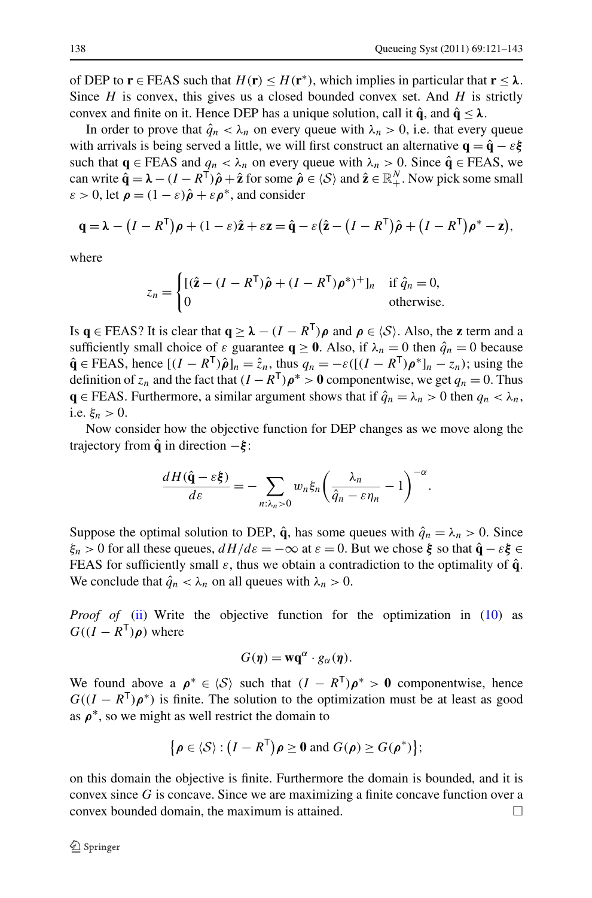of DEP to $\mathbf{r} \in \text{FEAS}$ such that $H(\mathbf{r}) \le H(\mathbf{r}^*)$, which implies in particular that $\mathbf{r} \le \boldsymbol{\lambda}$. Since $H$ is convex, this gives us a closed bounded convex set. And $H$ is strictly convex and finite on it. Hence DEP has a unique solution, call it $\hat{\mathbf{q}}$, and $\hat{\mathbf{q}} \le \boldsymbol{\lambda}$.

In order to prove that $\hat{q}_n < \lambda_n$ on every queue with $\lambda_n > 0$, i.e. that every queue with arrivals is being served a little, we will first construct an alternative $\mathbf{q} = \hat{\mathbf{q}} - \varepsilon \boldsymbol{\xi}$ such that $\mathbf{q} \in \text{FEAS}$ and $q_n < \lambda_n$ on every queue with $\lambda_n > 0$. Since $\hat{\mathbf{q}} \in \text{FEAS}$, we can write $\hat{\mathbf{q}} = \boldsymbol{\lambda} - (I - R^{\mathsf{T}})\hat{\boldsymbol{\rho}} + \hat{\mathbf{z}}$ for some $\hat{\boldsymbol{\rho}} \in \langle \mathcal{S} \rangle$ and $\hat{\mathbf{z}} \in \mathbb{R}_+^N$. Now pick some small $\varepsilon > 0$, let $\boldsymbol{\rho} = (1 - \varepsilon)\hat{\boldsymbol{\rho}} + \varepsilon \boldsymbol{\rho}^*$, and consider

$$\mathbf{q} = \boldsymbol{\lambda} - (I - R^{\mathsf{T}})\boldsymbol{\rho} + (1 - \varepsilon)\hat{\mathbf{z}} + \varepsilon \mathbf{z} = \hat{\mathbf{q}} - \varepsilon\big(\hat{\mathbf{z}} - (I - R^{\mathsf{T}})\hat{\boldsymbol{\rho}} + (I - R^{\mathsf{T}})\boldsymbol{\rho}^* - \mathbf{z}\big),$$

where

$$z_n = \begin{cases} [(\hat{\mathbf{z}} - (I - R^{\mathsf{T}})\hat{\boldsymbol{\rho}} + (I - R^{\mathsf{T}})\boldsymbol{\rho}^*)^+]_n & \text{if } \hat{q}_n = 0, \\ 0 & \text{otherwise.} \end{cases}$$

Is $\mathbf{q} \in \text{FEAS}$? It is clear that $\mathbf{q} \ge \boldsymbol{\lambda} - (I - R^{\mathsf{T}})\boldsymbol{\rho}$ and $\boldsymbol{\rho} \in \langle \mathcal{S} \rangle$. Also, the $\mathbf{z}$ term and a sufficiently small choice of $\varepsilon$ guarantee $\mathbf{q} \ge \mathbf{0}$. Also, if $\lambda_n = 0$ then $\hat{q}_n = 0$ because $\hat{\mathbf{q}} \in \text{FEAS}$, hence $[(I - R^{\mathsf{T}})\hat{\boldsymbol{\rho}}]_n = \hat{z}_n$, thus $q_n = -\varepsilon([(I - R^{\mathsf{T}})\boldsymbol{\rho}^*]_n - z_n)$; using the definition of $z_n$ and the fact that $(I - R^{\mathsf{T}})\boldsymbol{\rho}^* > \mathbf{0}$ componentwise, we get $q_n = 0$. Thus $\mathbf{q} \in \text{FEAS}$. Furthermore, a similar argument shows that if $\hat{q}_n = \lambda_n > 0$ then $q_n < \lambda_n$, i.e. $\xi_n > 0$.

Now consider how the objective function for DEP changes as we move along the trajectory from $\hat{\mathbf{q}}$ in direction $-\boldsymbol{\xi}$:

$$\frac{dH(\hat{\mathbf{q}} - \varepsilon \boldsymbol{\xi})}{d\varepsilon} = -\sum_{n:\lambda_n > 0} w_n \xi_n \left(\frac{\lambda_n}{\hat{q}_n - \varepsilon \eta_n} - 1\right)^{-\alpha}.$$

Suppose the optimal solution to DEP, $\hat{\mathbf{q}}$, has some queues with $\hat{q}_n = \lambda_n > 0$. Since $\xi_n > 0$ for all these queues, $dH/d\varepsilon = -\infty$ at $\varepsilon = 0$. But we chose $\boldsymbol{\xi}$ so that $\hat{\mathbf{q}} - \varepsilon \boldsymbol{\xi} \in \text{FEAS}$ for sufficiently small $\varepsilon$, thus we obtain a contradiction to the optimality of $\hat{\mathbf{q}}$. We conclude that $\hat{q}_n < \lambda_n$ on all queues with $\lambda_n > 0$.

*Proof of* (ii) Write the objective function for the optimization in (10) as $G((I - R^{\mathsf{T}})\boldsymbol{\rho})$ where

$$G(\boldsymbol{\eta}) = \mathbf{w}\mathbf{q}^{\alpha} \cdot g_{\alpha}(\boldsymbol{\eta}).$$

We found above a $\boldsymbol{\rho}^* \in \langle \mathcal{S} \rangle$ such that $(I - R^{\mathsf{T}})\boldsymbol{\rho}^* > \mathbf{0}$ componentwise, hence $G((I - R^{\mathsf{T}})\boldsymbol{\rho}^*)$ is finite. The solution to the optimization must be at least as good as $\boldsymbol{\rho}^*$, so we might as well restrict the domain to

$$\big\{\boldsymbol{\rho} \in \langle \mathcal{S} \rangle : (I - R^{\mathsf{T}})\boldsymbol{\rho} \ge \mathbf{0} \text{ and } G(\boldsymbol{\rho}) \ge G(\boldsymbol{\rho}^*)\big\};$$

on this domain the objective is finite. Furthermore the domain is bounded, and it is convex since $G$ is concave. Since we are maximizing a finite concave function over a convex bounded domain, the maximum is attained. $\square$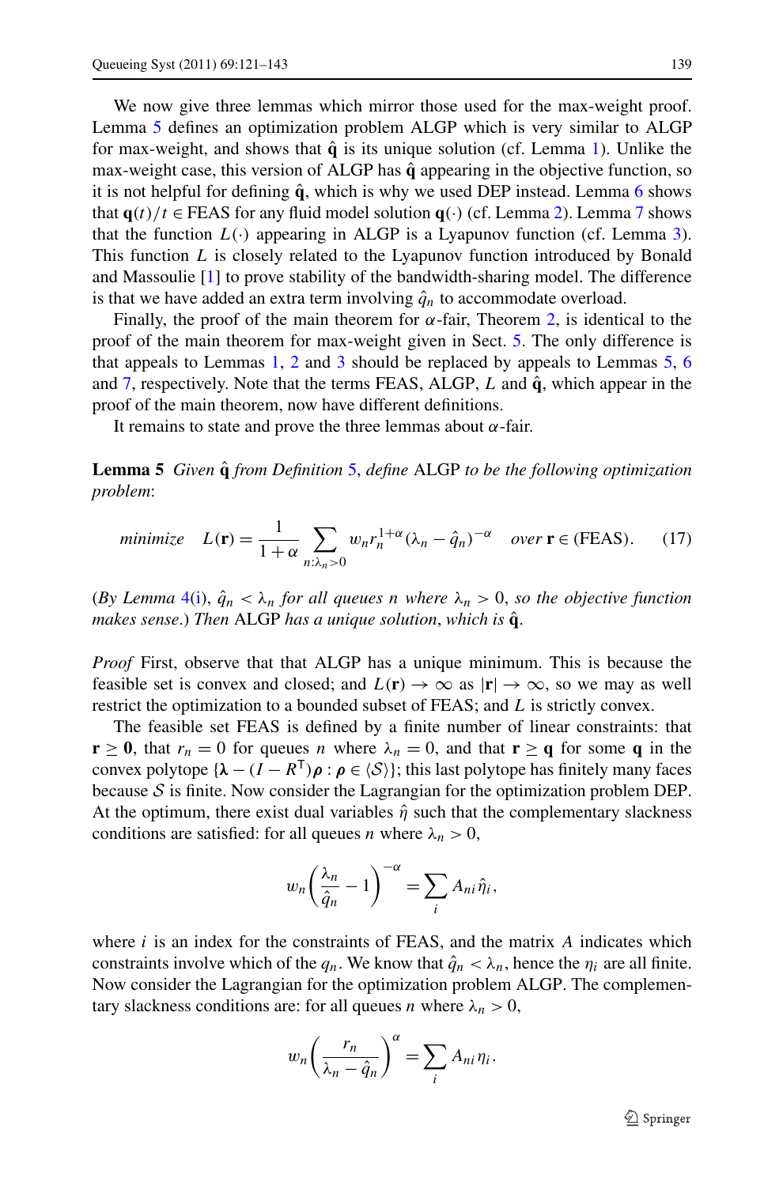We now give three lemmas which mirror those used for the max-weight proof. Lemma 5 defines an optimization problem ALGP which is very similar to ALGP for max-weight, and shows that $\hat{\mathbf{q}}$ is its unique solution (cf. Lemma 1). Unlike the max-weight case, this version of ALGP has $\hat{\mathbf{q}}$ appearing in the objective function, so it is not helpful for defining $\hat{\mathbf{q}}$, which is why we used DEP instead. Lemma 6 shows that $\mathbf{q}(t)/t \in \text{FEAS}$ for any fluid model solution $\mathbf{q}(\cdot)$ (cf. Lemma 2). Lemma 7 shows that the function $L(\cdot)$ appearing in ALGP is a Lyapunov function (cf. Lemma 3). This function $L$ is closely related to the Lyapunov function introduced by Bonald and Massoulie [1] to prove stability of the bandwidth-sharing model. The difference is that we have added an extra term involving $\hat{q}_n$ to accommodate overload.

Finally, the proof of the main theorem for $\alpha$-fair, Theorem 2, is identical to the proof of the main theorem for max-weight given in Sect. 5. The only difference is that appeals to Lemmas 1, 2 and 3 should be replaced by appeals to Lemmas 5, 6 and 7, respectively. Note that the terms FEAS, ALGP, $L$ and $\hat{\mathbf{q}}$, which appear in the proof of the main theorem, now have different definitions.

It remains to state and prove the three lemmas about $\alpha$-fair.

**Lemma 5** *Given $\hat{\mathbf{q}}$ from Definition 5, define* ALGP *to be the following optimization problem*:

$$\textit{minimize} \quad L(\mathbf{r}) = \frac{1}{1+\alpha} \sum_{n:\lambda_n>0} w_n r_n^{1+\alpha} (\lambda_n - \hat{q}_n)^{-\alpha} \quad \textit{over } \mathbf{r} \in (\text{FEAS}). \tag{17}$$

(*By Lemma* 4(i), $\hat{q}_n < \lambda_n$ *for all queues $n$ where* $\lambda_n > 0$, *so the objective function makes sense*.) *Then* ALGP *has a unique solution*, *which is* $\hat{\mathbf{q}}$.

*Proof* First, observe that that ALGP has a unique minimum. This is because the feasible set is convex and closed; and $L(\mathbf{r}) \to \infty$ as $|\mathbf{r}| \to \infty$, so we may as well restrict the optimization to a bounded subset of FEAS; and $L$ is strictly convex.

The feasible set FEAS is defined by a finite number of linear constraints: that $\mathbf{r} \geq \mathbf{0}$, that $r_n = 0$ for queues $n$ where $\lambda_n = 0$, and that $\mathbf{r} \geq \mathbf{q}$ for some $\mathbf{q}$ in the convex polytope $\{\boldsymbol{\lambda} - (I - R^{\mathsf{T}})\boldsymbol{\rho} : \boldsymbol{\rho} \in \langle \mathcal{S} \rangle\}$; this last polytope has finitely many faces because $\mathcal{S}$ is finite. Now consider the Lagrangian for the optimization problem DEP. At the optimum, there exist dual variables $\hat{\eta}$ such that the complementary slackness conditions are satisfied: for all queues $n$ where $\lambda_n > 0$,

$$w_n \left( \frac{\lambda_n}{\hat{q}_n} - 1 \right)^{-\alpha} = \sum_i A_{ni} \hat{\eta}_i,$$

where $i$ is an index for the constraints of FEAS, and the matrix $A$ indicates which constraints involve which of the $q_n$. We know that $\hat{q}_n < \lambda_n$, hence the $\eta_i$ are all finite. Now consider the Lagrangian for the optimization problem ALGP. The complementary slackness conditions are: for all queues $n$ where $\lambda_n > 0$,

$$w_n \left( \frac{r_n}{\lambda_n - \hat{q}_n} \right)^{\alpha} = \sum_i A_{ni} \eta_i.$$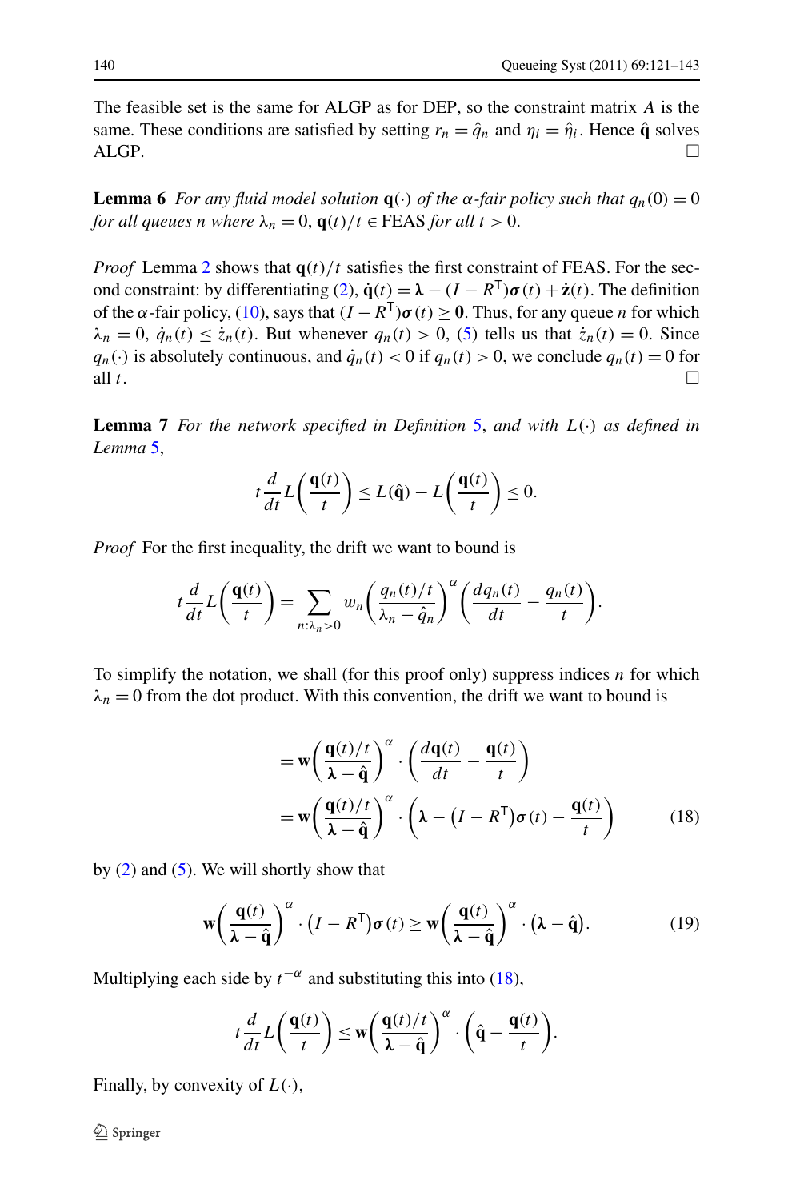The feasible set is the same for ALGP as for DEP, so the constraint matrix $A$ is the same. These conditions are satisfied by setting $r_n = \hat{q}_n$ and $\eta_i = \hat{\eta}_i$. Hence $\hat{\mathbf{q}}$ solves ALGP. □

**Lemma 6** *For any fluid model solution* $\mathbf{q}(\cdot)$ *of the* $\alpha$*-fair policy such that* $q_n(0) = 0$ *for all queues* $n$ *where* $\lambda_n = 0$, $\mathbf{q}(t)/t \in \text{FEAS}$ *for all* $t > 0$.

*Proof* Lemma 2 shows that $\mathbf{q}(t)/t$ satisfies the first constraint of FEAS. For the second constraint: by differentiating (2), $\dot{\mathbf{q}}(t) = \boldsymbol{\lambda} - (I - R^{\mathsf{T}})\boldsymbol{\sigma}(t) + \dot{\mathbf{z}}(t)$. The definition of the $\alpha$-fair policy, (10), says that $(I - R^{\mathsf{T}})\boldsymbol{\sigma}(t) \geq \mathbf{0}$. Thus, for any queue $n$ for which $\lambda_n = 0$, $\dot{q}_n(t) \leq \dot{z}_n(t)$. But whenever $q_n(t) > 0$, (5) tells us that $\dot{z}_n(t) = 0$. Since $q_n(\cdot)$ is absolutely continuous, and $\dot{q}_n(t) < 0$ if $q_n(t) > 0$, we conclude $q_n(t) = 0$ for all $t$. □

**Lemma 7** *For the network specified in Definition 5, and with* $L(\cdot)$ *as defined in Lemma 5,*

$$t\frac{d}{dt}L\left(\frac{\mathbf{q}(t)}{t}\right) \leq L(\hat{\mathbf{q}}) - L\left(\frac{\mathbf{q}(t)}{t}\right) \leq 0.$$

*Proof* For the first inequality, the drift we want to bound is

$$t\frac{d}{dt}L\left(\frac{\mathbf{q}(t)}{t}\right) = \sum_{n:\lambda_n>0} w_n\left(\frac{q_n(t)/t}{\lambda_n - \hat{q}_n}\right)^{\alpha}\left(\frac{dq_n(t)}{dt} - \frac{q_n(t)}{t}\right).$$

To simplify the notation, we shall (for this proof only) suppress indices $n$ for which $\lambda_n = 0$ from the dot product. With this convention, the drift we want to bound is

$$\begin{aligned}
&= \mathbf{w}\left(\frac{\mathbf{q}(t)/t}{\boldsymbol{\lambda} - \hat{\mathbf{q}}}\right)^{\alpha} \cdot \left(\frac{d\mathbf{q}(t)}{dt} - \frac{\mathbf{q}(t)}{t}\right) \\
&= \mathbf{w}\left(\frac{\mathbf{q}(t)/t}{\boldsymbol{\lambda} - \hat{\mathbf{q}}}\right)^{\alpha} \cdot \left(\boldsymbol{\lambda} - \left(I - R^{\mathsf{T}}\right)\boldsymbol{\sigma}(t) - \frac{\mathbf{q}(t)}{t}\right) \qquad (18)
\end{aligned}$$

by (2) and (5). We will shortly show that

$$\mathbf{w}\left(\frac{\mathbf{q}(t)}{\boldsymbol{\lambda} - \hat{\mathbf{q}}}\right)^{\alpha} \cdot \left(I - R^{\mathsf{T}}\right)\boldsymbol{\sigma}(t) \geq \mathbf{w}\left(\frac{\mathbf{q}(t)}{\boldsymbol{\lambda} - \hat{\mathbf{q}}}\right)^{\alpha} \cdot \left(\boldsymbol{\lambda} - \hat{\mathbf{q}}\right). \qquad (19)$$

Multiplying each side by $t^{-\alpha}$ and substituting this into (18),

$$t\frac{d}{dt}L\left(\frac{\mathbf{q}(t)}{t}\right) \leq \mathbf{w}\left(\frac{\mathbf{q}(t)/t}{\boldsymbol{\lambda} - \hat{\mathbf{q}}}\right)^{\alpha} \cdot \left(\hat{\mathbf{q}} - \frac{\mathbf{q}(t)}{t}\right).$$

Finally, by convexity of $L(\cdot)$,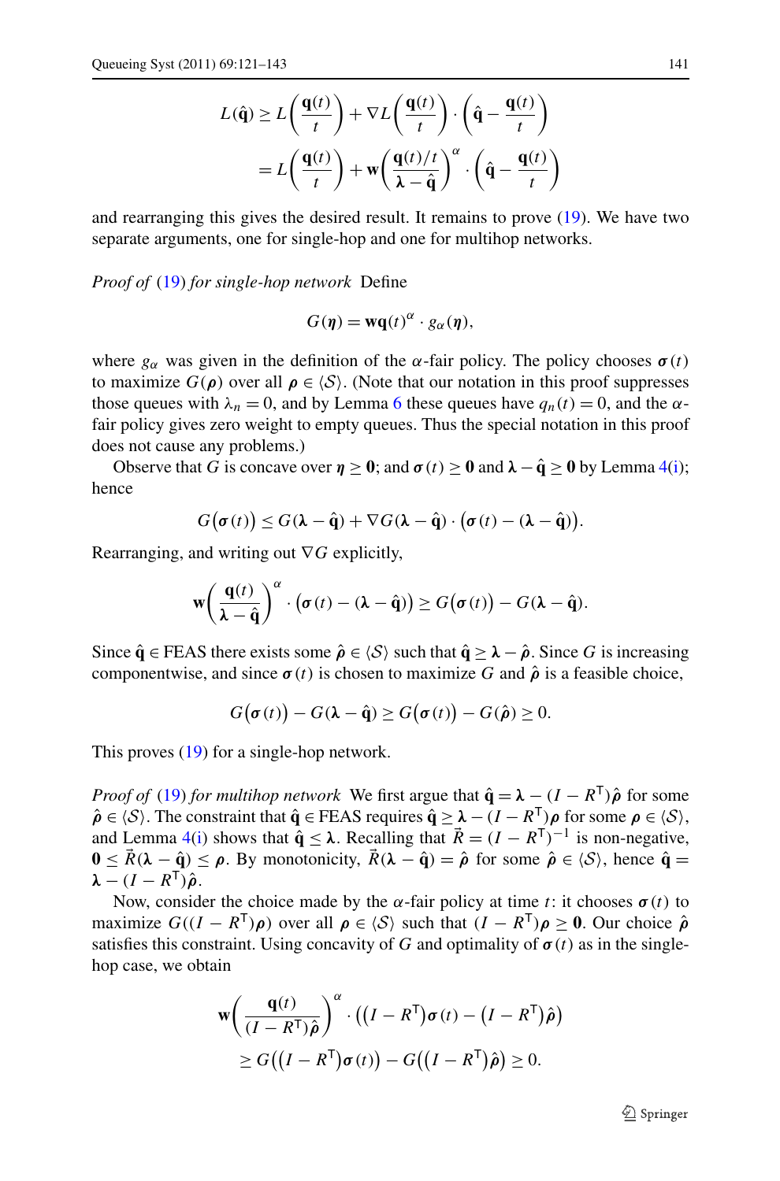$$
\begin{aligned}
L(\hat{\mathbf{q}}) &\geq L\left(\frac{\mathbf{q}(t)}{t}\right) + \nabla L\left(\frac{\mathbf{q}(t)}{t}\right) \cdot \left(\hat{\mathbf{q}} - \frac{\mathbf{q}(t)}{t}\right) \\
&= L\left(\frac{\mathbf{q}(t)}{t}\right) + \mathbf{w}\left(\frac{\mathbf{q}(t)/t}{\boldsymbol{\lambda} - \hat{\mathbf{q}}}\right)^{\alpha} \cdot \left(\hat{\mathbf{q}} - \frac{\mathbf{q}(t)}{t}\right)
\end{aligned}
$$

and rearranging this gives the desired result. It remains to prove (19). We have two separate arguments, one for single-hop and one for multihop networks.

*Proof of* (19) *for single-hop network* Define

$$
G(\boldsymbol{\eta}) = \mathbf{w}\mathbf{q}(t)^{\alpha} \cdot g_{\alpha}(\boldsymbol{\eta}),
$$

where $g_{\alpha}$ was given in the definition of the $\alpha$-fair policy. The policy chooses $\boldsymbol{\sigma}(t)$ to maximize $G(\boldsymbol{\rho})$ over all $\boldsymbol{\rho} \in \langle \mathcal{S} \rangle$. (Note that our notation in this proof suppresses those queues with $\lambda_n = 0$, and by Lemma 6 these queues have $q_n(t) = 0$, and the $\alpha$-fair policy gives zero weight to empty queues. Thus the special notation in this proof does not cause any problems.)

Observe that $G$ is concave over $\boldsymbol{\eta} \geq \mathbf{0}$; and $\boldsymbol{\sigma}(t) \geq \mathbf{0}$ and $\boldsymbol{\lambda} - \hat{\mathbf{q}} \geq \mathbf{0}$ by Lemma 4(i); hence

$$
G\big(\boldsymbol{\sigma}(t)\big) \leq G(\boldsymbol{\lambda} - \hat{\mathbf{q}}) + \nabla G(\boldsymbol{\lambda} - \hat{\mathbf{q}}) \cdot \big(\boldsymbol{\sigma}(t) - (\boldsymbol{\lambda} - \hat{\mathbf{q}})\big).
$$

Rearranging, and writing out $\nabla G$ explicitly,

$$
\mathbf{w}\left(\frac{\mathbf{q}(t)}{\boldsymbol{\lambda} - \hat{\mathbf{q}}}\right)^{\alpha} \cdot \big(\boldsymbol{\sigma}(t) - (\boldsymbol{\lambda} - \hat{\mathbf{q}})\big) \geq G\big(\boldsymbol{\sigma}(t)\big) - G(\boldsymbol{\lambda} - \hat{\mathbf{q}}).
$$

Since $\hat{\mathbf{q}} \in \text{FEAS}$ there exists some $\hat{\boldsymbol{\rho}} \in \langle \mathcal{S} \rangle$ such that $\hat{\mathbf{q}} \geq \boldsymbol{\lambda} - \hat{\boldsymbol{\rho}}$. Since $G$ is increasing componentwise, and since $\boldsymbol{\sigma}(t)$ is chosen to maximize $G$ and $\hat{\boldsymbol{\rho}}$ is a feasible choice,

$$
G\big(\boldsymbol{\sigma}(t)\big) - G(\boldsymbol{\lambda} - \hat{\mathbf{q}}) \geq G\big(\boldsymbol{\sigma}(t)\big) - G(\hat{\boldsymbol{\rho}}) \geq 0.
$$

This proves (19) for a single-hop network.

*Proof of* (19) *for multihop network* We first argue that $\hat{\mathbf{q}} = \boldsymbol{\lambda} - (I - R^{\mathsf{T}})\hat{\boldsymbol{\rho}}$ for some $\hat{\boldsymbol{\rho}} \in \langle \mathcal{S} \rangle$. The constraint that $\hat{\mathbf{q}} \in \text{FEAS}$ requires $\hat{\mathbf{q}} \geq \boldsymbol{\lambda} - (I - R^{\mathsf{T}})\boldsymbol{\rho}$ for some $\boldsymbol{\rho} \in \langle \mathcal{S} \rangle$, and Lemma 4(i) shows that $\hat{\mathbf{q}} \leq \boldsymbol{\lambda}$. Recalling that $\vec{R} = (I - R^{\mathsf{T}})^{-1}$ is non-negative, $\mathbf{0} \leq \vec{R}(\boldsymbol{\lambda} - \hat{\mathbf{q}}) \leq \boldsymbol{\rho}$. By monotonicity, $\vec{R}(\boldsymbol{\lambda} - \hat{\mathbf{q}}) = \hat{\boldsymbol{\rho}}$ for some $\hat{\boldsymbol{\rho}} \in \langle \mathcal{S} \rangle$, hence $\hat{\mathbf{q}} = \boldsymbol{\lambda} - (I - R^{\mathsf{T}})\hat{\boldsymbol{\rho}}$.

Now, consider the choice made by the $\alpha$-fair policy at time $t$: it chooses $\boldsymbol{\sigma}(t)$ to maximize $G((I - R^{\mathsf{T}})\boldsymbol{\rho})$ over all $\boldsymbol{\rho} \in \langle \mathcal{S} \rangle$ such that $(I - R^{\mathsf{T}})\boldsymbol{\rho} \geq \mathbf{0}$. Our choice $\hat{\boldsymbol{\rho}}$ satisfies this constraint. Using concavity of $G$ and optimality of $\boldsymbol{\sigma}(t)$ as in the single-hop case, we obtain

$$
\begin{aligned}
&\mathbf{w}\left(\frac{\mathbf{q}(t)}{(I - R^{\mathsf{T}})\hat{\boldsymbol{\rho}}}\right)^{\alpha} \cdot \big((I - R^{\mathsf{T}})\boldsymbol{\sigma}(t) - \big(I - R^{\mathsf{T}}\big)\hat{\boldsymbol{\rho}}\big) \\
&\quad \geq G\big(\big(I - R^{\mathsf{T}}\big)\boldsymbol{\sigma}(t)\big) - G\big(\big(I - R^{\mathsf{T}}\big)\hat{\boldsymbol{\rho}}\big) \geq 0.
\end{aligned}
$$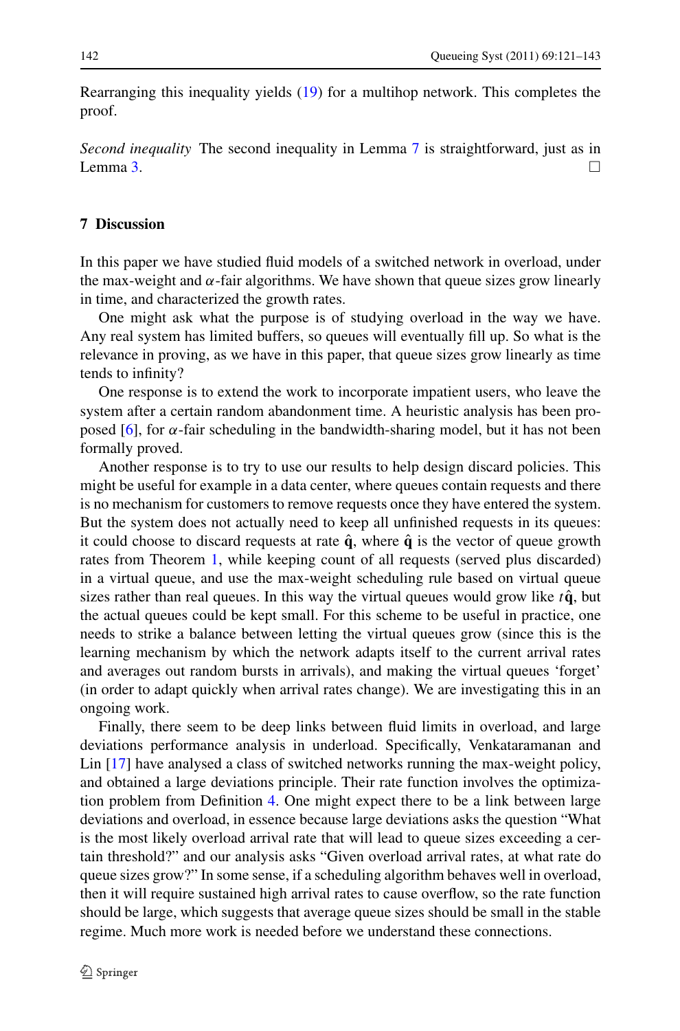Rearranging this inequality yields (19) for a multihop network. This completes the proof.

*Second inequality* The second inequality in Lemma 7 is straightforward, just as in Lemma 3. □

## 7 Discussion

In this paper we have studied fluid models of a switched network in overload, under the max-weight and $\alpha$-fair algorithms. We have shown that queue sizes grow linearly in time, and characterized the growth rates.

One might ask what the purpose is of studying overload in the way we have. Any real system has limited buffers, so queues will eventually fill up. So what is the relevance in proving, as we have in this paper, that queue sizes grow linearly as time tends to infinity?

One response is to extend the work to incorporate impatient users, who leave the system after a certain random abandonment time. A heuristic analysis has been proposed [6], for $\alpha$-fair scheduling in the bandwidth-sharing model, but it has not been formally proved.

Another response is to try to use our results to help design discard policies. This might be useful for example in a data center, where queues contain requests and there is no mechanism for customers to remove requests once they have entered the system. But the system does not actually need to keep all unfinished requests in its queues: it could choose to discard requests at rate $\hat{\mathbf{q}}$, where $\hat{\mathbf{q}}$ is the vector of queue growth rates from Theorem 1, while keeping count of all requests (served plus discarded) in a virtual queue, and use the max-weight scheduling rule based on virtual queue sizes rather than real queues. In this way the virtual queues would grow like $t\hat{\mathbf{q}}$, but the actual queues could be kept small. For this scheme to be useful in practice, one needs to strike a balance between letting the virtual queues grow (since this is the learning mechanism by which the network adapts itself to the current arrival rates and averages out random bursts in arrivals), and making the virtual queues 'forget' (in order to adapt quickly when arrival rates change). We are investigating this in an ongoing work.

Finally, there seem to be deep links between fluid limits in overload, and large deviations performance analysis in underload. Specifically, Venkataramanan and Lin [17] have analysed a class of switched networks running the max-weight policy, and obtained a large deviations principle. Their rate function involves the optimization problem from Definition 4. One might expect there to be a link between large deviations and overload, in essence because large deviations asks the question "What is the most likely overload arrival rate that will lead to queue sizes exceeding a certain threshold?" and our analysis asks "Given overload arrival rates, at what rate do queue sizes grow?" In some sense, if a scheduling algorithm behaves well in overload, then it will require sustained high arrival rates to cause overflow, so the rate function should be large, which suggests that average queue sizes should be small in the stable regime. Much more work is needed before we understand these connections.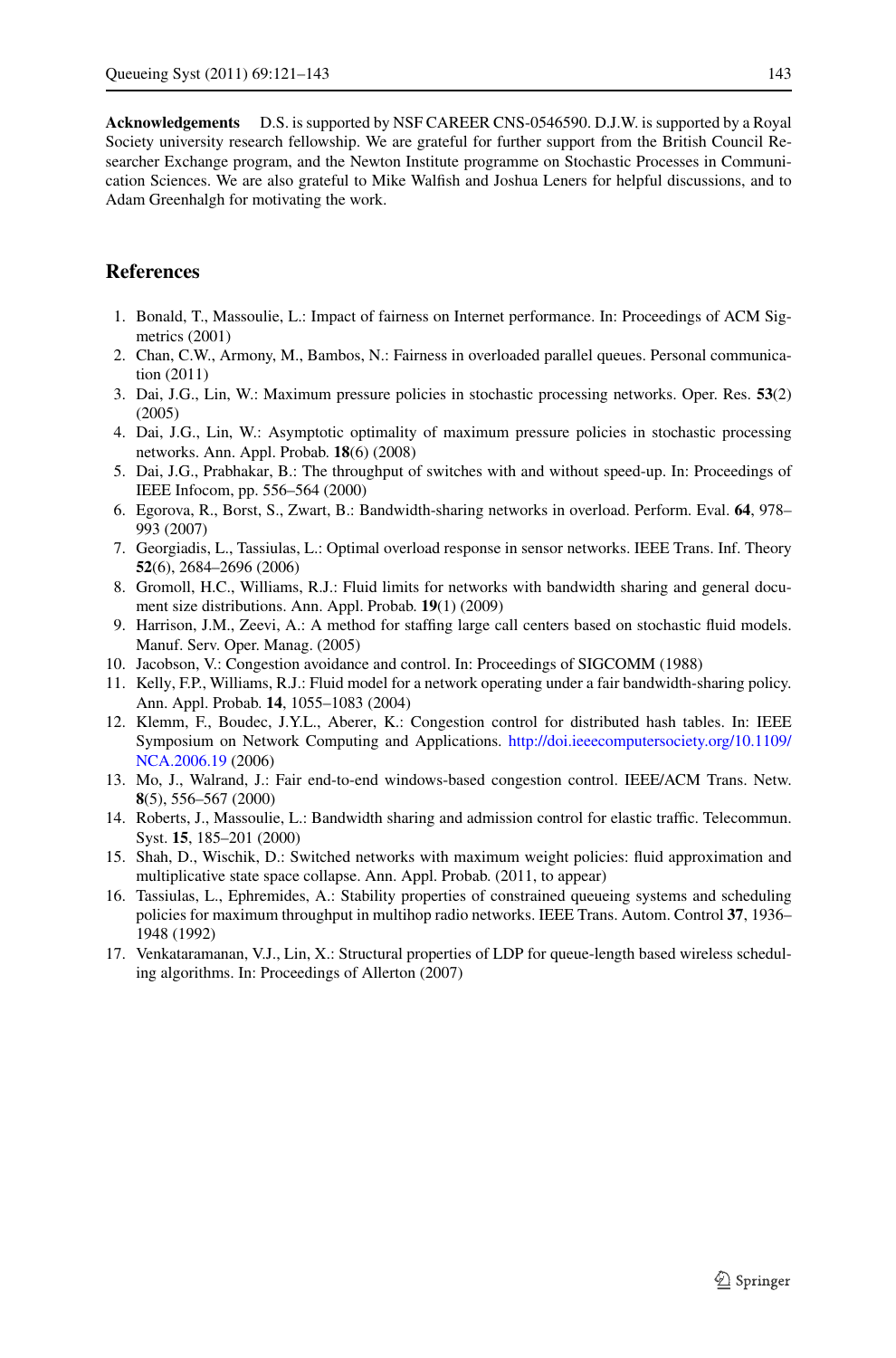**Acknowledgements** D.S. is supported by NSF CAREER CNS-0546590. D.J.W. is supported by a Royal Society university research fellowship. We are grateful for further support from the British Council Researcher Exchange program, and the Newton Institute programme on Stochastic Processes in Communication Sciences. We are also grateful to Mike Walfish and Joshua Leners for helpful discussions, and to Adam Greenhalgh for motivating the work.

## References

1. Bonald, T., Massoulie, L.: Impact of fairness on Internet performance. In: Proceedings of ACM Sigmetrics (2001)
2. Chan, C.W., Armony, M., Bambos, N.: Fairness in overloaded parallel queues. Personal communication (2011)
3. Dai, J.G., Lin, W.: Maximum pressure policies in stochastic processing networks. Oper. Res. **53**(2) (2005)
4. Dai, J.G., Lin, W.: Asymptotic optimality of maximum pressure policies in stochastic processing networks. Ann. Appl. Probab. **18**(6) (2008)
5. Dai, J.G., Prabhakar, B.: The throughput of switches with and without speed-up. In: Proceedings of IEEE Infocom, pp. 556–564 (2000)
6. Egorova, R., Borst, S., Zwart, B.: Bandwidth-sharing networks in overload. Perform. Eval. **64**, 978–993 (2007)
7. Georgiadis, L., Tassiulas, L.: Optimal overload response in sensor networks. IEEE Trans. Inf. Theory **52**(6), 2684–2696 (2006)
8. Gromoll, H.C., Williams, R.J.: Fluid limits for networks with bandwidth sharing and general document size distributions. Ann. Appl. Probab. **19**(1) (2009)
9. Harrison, J.M., Zeevi, A.: A method for staffing large call centers based on stochastic fluid models. Manuf. Serv. Oper. Manag. (2005)
10. Jacobson, V.: Congestion avoidance and control. In: Proceedings of SIGCOMM (1988)
11. Kelly, F.P., Williams, R.J.: Fluid model for a network operating under a fair bandwidth-sharing policy. Ann. Appl. Probab. **14**, 1055–1083 (2004)
12. Klemm, F., Boudec, J.Y.L., Aberer, K.: Congestion control for distributed hash tables. In: IEEE Symposium on Network Computing and Applications. http://doi.ieeecomputersociety.org/10.1109/NCA.2006.19 (2006)
13. Mo, J., Walrand, J.: Fair end-to-end windows-based congestion control. IEEE/ACM Trans. Netw. **8**(5), 556–567 (2000)
14. Roberts, J., Massoulie, L.: Bandwidth sharing and admission control for elastic traffic. Telecommun. Syst. **15**, 185–201 (2000)
15. Shah, D., Wischik, D.: Switched networks with maximum weight policies: fluid approximation and multiplicative state space collapse. Ann. Appl. Probab. (2011, to appear)
16. Tassiulas, L., Ephremides, A.: Stability properties of constrained queueing systems and scheduling policies for maximum throughput in multihop radio networks. IEEE Trans. Autom. Control **37**, 1936–1948 (1992)
17. Venkataramanan, V.J., Lin, X.: Structural properties of LDP for queue-length based wireless scheduling algorithms. In: Proceedings of Allerton (2007)